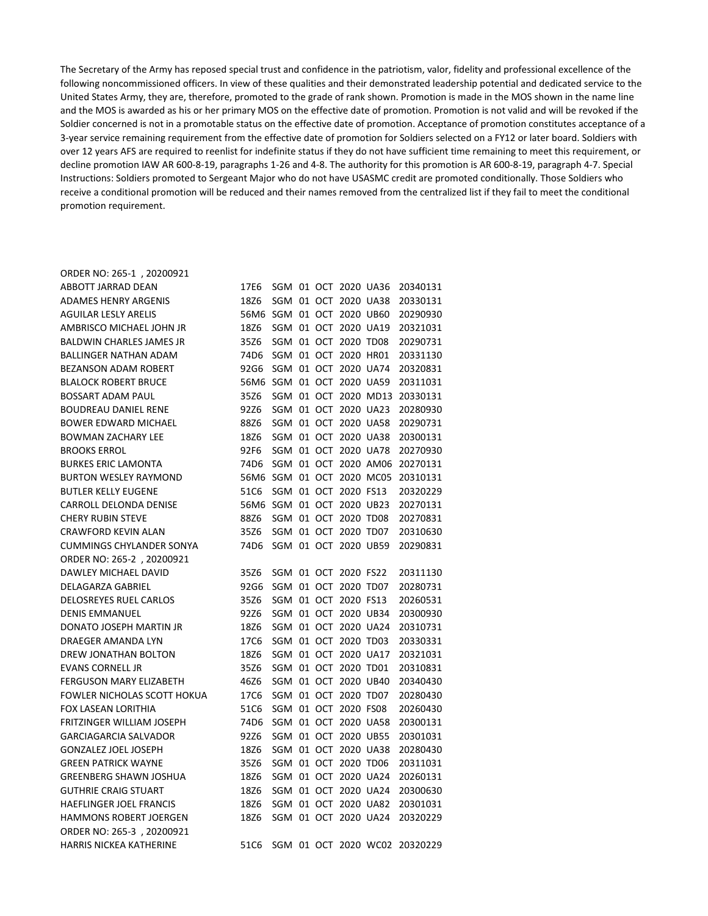The Secretary of the Army has reposed special trust and confidence in the patriotism, valor, fidelity and professional excellence of the following noncommissioned officers. In view of these qualities and their demonstrated leadership potential and dedicated service to the United States Army, they are, therefore, promoted to the grade of rank shown. Promotion is made in the MOS shown in the name line and the MOS is awarded as his or her primary MOS on the effective date of promotion. Promotion is not valid and will be revoked if the Soldier concerned is not in a promotable status on the effective date of promotion. Acceptance of promotion constitutes acceptance of a 3-year service remaining requirement from the effective date of promotion for Soldiers selected on a FY12 or later board. Soldiers with over 12 years AFS are required to reenlist for indefinite status if they do not have sufficient time remaining to meet this requirement, or decline promotion IAW AR 600-8-19, paragraphs 1-26 and 4-8. The authority for this promotion is AR 600-8-19, paragraph 4-7. Special Instructions: Soldiers promoted to Sergeant Major who do not have USASMC credit are promoted conditionally. Those Soldiers who receive a conditional promotion will be reduced and their names removed from the centralized list if they fail to meet the conditional promotion requirement.

ORDER NO: 265-1 , 20200921

| Name | MOS | Rank | Day | Month | Year | Code | Date |
|---|---|---|---|---|---|---|---|
| ABBOTT JARRAD DEAN | 17E6 | SGM | 01 | OCT | 2020 | UA36 | 20340131 |
| ADAMES HENRY ARGENIS | 18Z6 | SGM | 01 | OCT | 2020 | UA38 | 20330131 |
| AGUILAR LESLY ARELIS | 56M6 | SGM | 01 | OCT | 2020 | UB60 | 20290930 |
| AMBRISCO MICHAEL JOHN JR | 18Z6 | SGM | 01 | OCT | 2020 | UA19 | 20321031 |
| BALDWIN CHARLES JAMES JR | 35Z6 | SGM | 01 | OCT | 2020 | TD08 | 20290731 |
| BALLINGER NATHAN ADAM | 74D6 | SGM | 01 | OCT | 2020 | HR01 | 20331130 |
| BEZANSON ADAM ROBERT | 92G6 | SGM | 01 | OCT | 2020 | UA74 | 20320831 |
| BLALOCK ROBERT BRUCE | 56M6 | SGM | 01 | OCT | 2020 | UA59 | 20311031 |
| BOSSART ADAM PAUL | 35Z6 | SGM | 01 | OCT | 2020 | MD13 | 20330131 |
| BOUDREAU DANIEL RENE | 92Z6 | SGM | 01 | OCT | 2020 | UA23 | 20280930 |
| BOWER EDWARD MICHAEL | 88Z6 | SGM | 01 | OCT | 2020 | UA58 | 20290731 |
| BOWMAN ZACHARY LEE | 18Z6 | SGM | 01 | OCT | 2020 | UA38 | 20300131 |
| BROOKS ERROL | 92F6 | SGM | 01 | OCT | 2020 | UA78 | 20270930 |
| BURKES ERIC LAMONTA | 74D6 | SGM | 01 | OCT | 2020 | AM06 | 20270131 |
| BURTON WESLEY RAYMOND | 56M6 | SGM | 01 | OCT | 2020 | MC05 | 20310131 |
| BUTLER KELLY EUGENE | 51C6 | SGM | 01 | OCT | 2020 | FS13 | 20320229 |
| CARROLL DELONDA DENISE | 56M6 | SGM | 01 | OCT | 2020 | UB23 | 20270131 |
| CHERY RUBIN STEVE | 88Z6 | SGM | 01 | OCT | 2020 | TD08 | 20270831 |
| CRAWFORD KEVIN ALAN | 35Z6 | SGM | 01 | OCT | 2020 | TD07 | 20310630 |
| CUMMINGS CHYLANDER SONYA | 74D6 | SGM | 01 | OCT | 2020 | UB59 | 20290831 |

ORDER NO: 265-2 , 20200921

| Name | MOS | Rank | Day | Month | Year | Code | Date |
|---|---|---|---|---|---|---|---|
| DAWLEY MICHAEL DAVID | 35Z6 | SGM | 01 | OCT | 2020 | FS22 | 20311130 |
| DELAGARZA GABRIEL | 92G6 | SGM | 01 | OCT | 2020 | TD07 | 20280731 |
| DELOSREYES RUEL CARLOS | 35Z6 | SGM | 01 | OCT | 2020 | FS13 | 20260531 |
| DENIS EMMANUEL | 92Z6 | SGM | 01 | OCT | 2020 | UB34 | 20300930 |
| DONATO JOSEPH MARTIN JR | 18Z6 | SGM | 01 | OCT | 2020 | UA24 | 20310731 |
| DRAEGER AMANDA LYN | 17C6 | SGM | 01 | OCT | 2020 | TD03 | 20330331 |
| DREW JONATHAN BOLTON | 18Z6 | SGM | 01 | OCT | 2020 | UA17 | 20321031 |
| EVANS CORNELL JR | 35Z6 | SGM | 01 | OCT | 2020 | TD01 | 20310831 |
| FERGUSON MARY ELIZABETH | 46Z6 | SGM | 01 | OCT | 2020 | UB40 | 20340430 |
| FOWLER NICHOLAS SCOTT HOKUA | 17C6 | SGM | 01 | OCT | 2020 | TD07 | 20280430 |
| FOX LASEAN LORITHIA | 51C6 | SGM | 01 | OCT | 2020 | FS08 | 20260430 |
| FRITZINGER WILLIAM JOSEPH | 74D6 | SGM | 01 | OCT | 2020 | UA58 | 20300131 |
| GARCIAGARCIA SALVADOR | 92Z6 | SGM | 01 | OCT | 2020 | UB55 | 20301031 |
| GONZALEZ JOEL JOSEPH | 18Z6 | SGM | 01 | OCT | 2020 | UA38 | 20280430 |
| GREEN PATRICK WAYNE | 35Z6 | SGM | 01 | OCT | 2020 | TD06 | 20311031 |
| GREENBERG SHAWN JOSHUA | 18Z6 | SGM | 01 | OCT | 2020 | UA24 | 20260131 |
| GUTHRIE CRAIG STUART | 18Z6 | SGM | 01 | OCT | 2020 | UA24 | 20300630 |
| HAEFLINGER JOEL FRANCIS | 18Z6 | SGM | 01 | OCT | 2020 | UA82 | 20301031 |
| HAMMONS ROBERT JOERGEN | 18Z6 | SGM | 01 | OCT | 2020 | UA24 | 20320229 |

ORDER NO: 265-3 , 20200921

| Name | MOS | Rank | Day | Month | Year | Code | Date |
|---|---|---|---|---|---|---|---|
| HARRIS NICKEA KATHERINE | 51C6 | SGM | 01 | OCT | 2020 | WC02 | 20320229 |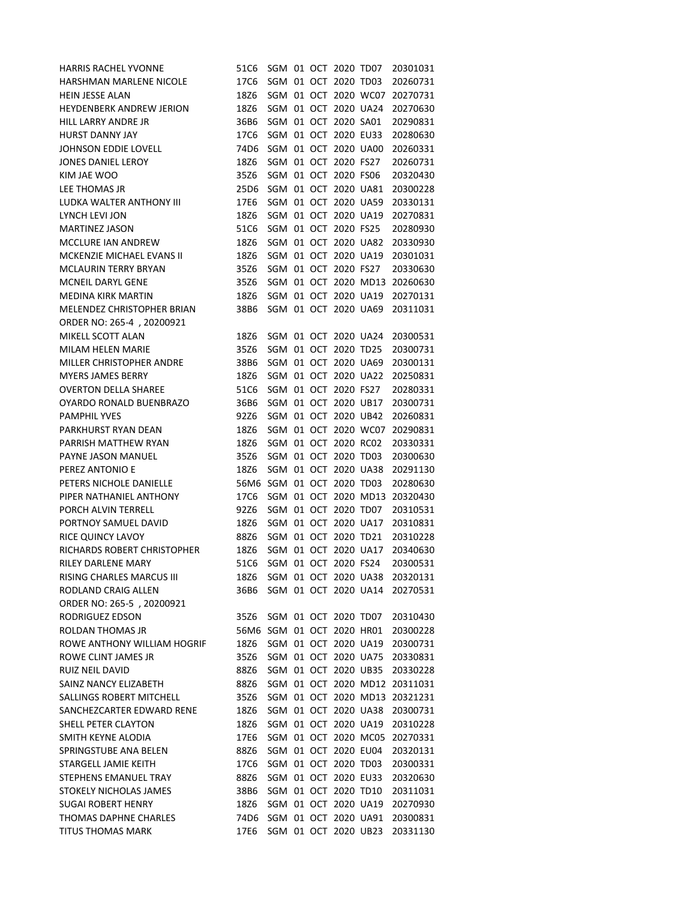| | | | | | | | |
|---|---|---|---|---|---|---|---|
| HARRIS RACHEL YVONNE | 51C6 | SGM | 01 | OCT | 2020 | TD07 | 20301031 |
| HARSHMAN MARLENE NICOLE | 17C6 | SGM | 01 | OCT | 2020 | TD03 | 20260731 |
| HEIN JESSE ALAN | 18Z6 | SGM | 01 | OCT | 2020 | WC07 | 20270731 |
| HEYDENBERK ANDREW JERION | 18Z6 | SGM | 01 | OCT | 2020 | UA24 | 20270630 |
| HILL LARRY ANDRE JR | 36B6 | SGM | 01 | OCT | 2020 | SA01 | 20290831 |
| HURST DANNY JAY | 17C6 | SGM | 01 | OCT | 2020 | EU33 | 20280630 |
| JOHNSON EDDIE LOVELL | 74D6 | SGM | 01 | OCT | 2020 | UA00 | 20260331 |
| JONES DANIEL LEROY | 18Z6 | SGM | 01 | OCT | 2020 | FS27 | 20260731 |
| KIM JAE WOO | 35Z6 | SGM | 01 | OCT | 2020 | FS06 | 20320430 |
| LEE THOMAS JR | 25D6 | SGM | 01 | OCT | 2020 | UA81 | 20300228 |
| LUDKA WALTER ANTHONY III | 17E6 | SGM | 01 | OCT | 2020 | UA59 | 20330131 |
| LYNCH LEVI JON | 18Z6 | SGM | 01 | OCT | 2020 | UA19 | 20270831 |
| MARTINEZ JASON | 51C6 | SGM | 01 | OCT | 2020 | FS25 | 20280930 |
| MCCLURE IAN ANDREW | 18Z6 | SGM | 01 | OCT | 2020 | UA82 | 20330930 |
| MCKENZIE MICHAEL EVANS II | 18Z6 | SGM | 01 | OCT | 2020 | UA19 | 20301031 |
| MCLAURIN TERRY BRYAN | 35Z6 | SGM | 01 | OCT | 2020 | FS27 | 20330630 |
| MCNEIL DARYL GENE | 35Z6 | SGM | 01 | OCT | 2020 | MD13 | 20260630 |
| MEDINA KIRK MARTIN | 18Z6 | SGM | 01 | OCT | 2020 | UA19 | 20270131 |
| MELENDEZ CHRISTOPHER BRIAN | 38B6 | SGM | 01 | OCT | 2020 | UA69 | 20311031 |
| ORDER NO: 265-4 , 20200921 | | | | | | | |
| MIKELL SCOTT ALAN | 18Z6 | SGM | 01 | OCT | 2020 | UA24 | 20300531 |
| MILAM HELEN MARIE | 35Z6 | SGM | 01 | OCT | 2020 | TD25 | 20300731 |
| MILLER CHRISTOPHER ANDRE | 38B6 | SGM | 01 | OCT | 2020 | UA69 | 20300131 |
| MYERS JAMES BERRY | 18Z6 | SGM | 01 | OCT | 2020 | UA22 | 20250831 |
| OVERTON DELLA SHAREE | 51C6 | SGM | 01 | OCT | 2020 | FS27 | 20280331 |
| OYARDO RONALD BUENBRAZO | 36B6 | SGM | 01 | OCT | 2020 | UB17 | 20300731 |
| PAMPHIL YVES | 92Z6 | SGM | 01 | OCT | 2020 | UB42 | 20260831 |
| PARKHURST RYAN DEAN | 18Z6 | SGM | 01 | OCT | 2020 | WC07 | 20290831 |
| PARRISH MATTHEW RYAN | 18Z6 | SGM | 01 | OCT | 2020 | RC02 | 20330331 |
| PAYNE JASON MANUEL | 35Z6 | SGM | 01 | OCT | 2020 | TD03 | 20300630 |
| PEREZ ANTONIO E | 18Z6 | SGM | 01 | OCT | 2020 | UA38 | 20291130 |
| PETERS NICHOLE DANIELLE | 56M6 | SGM | 01 | OCT | 2020 | TD03 | 20280630 |
| PIPER NATHANIEL ANTHONY | 17C6 | SGM | 01 | OCT | 2020 | MD13 | 20320430 |
| PORCH ALVIN TERRELL | 92Z6 | SGM | 01 | OCT | 2020 | TD07 | 20310531 |
| PORTNOY SAMUEL DAVID | 18Z6 | SGM | 01 | OCT | 2020 | UA17 | 20310831 |
| RICE QUINCY LAVOY | 88Z6 | SGM | 01 | OCT | 2020 | TD21 | 20310228 |
| RICHARDS ROBERT CHRISTOPHER | 18Z6 | SGM | 01 | OCT | 2020 | UA17 | 20340630 |
| RILEY DARLENE MARY | 51C6 | SGM | 01 | OCT | 2020 | FS24 | 20300531 |
| RISING CHARLES MARCUS III | 18Z6 | SGM | 01 | OCT | 2020 | UA38 | 20320131 |
| RODLAND CRAIG ALLEN | 36B6 | SGM | 01 | OCT | 2020 | UA14 | 20270531 |
| ORDER NO: 265-5 , 20200921 | | | | | | | |
| RODRIGUEZ EDSON | 35Z6 | SGM | 01 | OCT | 2020 | TD07 | 20310430 |
| ROLDAN THOMAS JR | 56M6 | SGM | 01 | OCT | 2020 | HR01 | 20300228 |
| ROWE ANTHONY WILLIAM HOGRIF | 18Z6 | SGM | 01 | OCT | 2020 | UA19 | 20300731 |
| ROWE CLINT JAMES JR | 35Z6 | SGM | 01 | OCT | 2020 | UA75 | 20330831 |
| RUIZ NEIL DAVID | 88Z6 | SGM | 01 | OCT | 2020 | UB35 | 20330228 |
| SAINZ NANCY ELIZABETH | 88Z6 | SGM | 01 | OCT | 2020 | MD12 | 20311031 |
| SALLINGS ROBERT MITCHELL | 35Z6 | SGM | 01 | OCT | 2020 | MD13 | 20321231 |
| SANCHEZCARTER EDWARD RENE | 18Z6 | SGM | 01 | OCT | 2020 | UA38 | 20300731 |
| SHELL PETER CLAYTON | 18Z6 | SGM | 01 | OCT | 2020 | UA19 | 20310228 |
| SMITH KEYNE ALODIA | 17E6 | SGM | 01 | OCT | 2020 | MC05 | 20270331 |
| SPRINGSTUBE ANA BELEN | 88Z6 | SGM | 01 | OCT | 2020 | EU04 | 20320131 |
| STARGELL JAMIE KEITH | 17C6 | SGM | 01 | OCT | 2020 | TD03 | 20300331 |
| STEPHENS EMANUEL TRAY | 88Z6 | SGM | 01 | OCT | 2020 | EU33 | 20320630 |
| STOKELY NICHOLAS JAMES | 38B6 | SGM | 01 | OCT | 2020 | TD10 | 20311031 |
| SUGAI ROBERT HENRY | 18Z6 | SGM | 01 | OCT | 2020 | UA19 | 20270930 |
| THOMAS DAPHNE CHARLES | 74D6 | SGM | 01 | OCT | 2020 | UA91 | 20300831 |
| TITUS THOMAS MARK | 17E6 | SGM | 01 | OCT | 2020 | UB23 | 20331130 |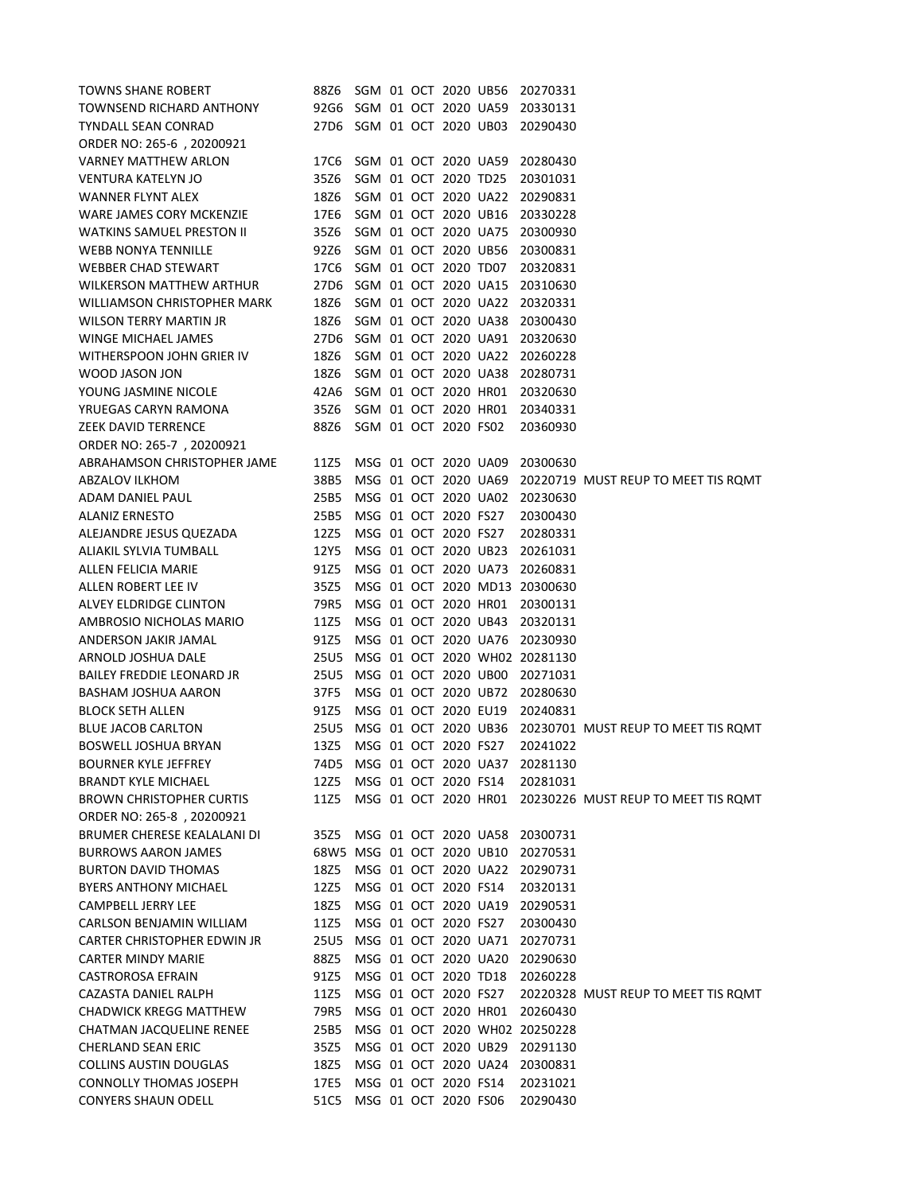| | | | | | | | | |
|---|---|---|---|---|---|---|---|---|
| TOWNS SHANE ROBERT | 88Z6 | SGM | 01 | OCT | 2020 | UB56 | 20270331 | |
| TOWNSEND RICHARD ANTHONY | 92G6 | SGM | 01 | OCT | 2020 | UA59 | 20330131 | |
| TYNDALL SEAN CONRAD | 27D6 | SGM | 01 | OCT | 2020 | UB03 | 20290430 | |
| ORDER NO: 265-6 , 20200921 | | | | | | | | |
| VARNEY MATTHEW ARLON | 17C6 | SGM | 01 | OCT | 2020 | UA59 | 20280430 | |
| VENTURA KATELYN JO | 35Z6 | SGM | 01 | OCT | 2020 | TD25 | 20301031 | |
| WANNER FLYNT ALEX | 18Z6 | SGM | 01 | OCT | 2020 | UA22 | 20290831 | |
| WARE JAMES CORY MCKENZIE | 17E6 | SGM | 01 | OCT | 2020 | UB16 | 20330228 | |
| WATKINS SAMUEL PRESTON II | 35Z6 | SGM | 01 | OCT | 2020 | UA75 | 20300930 | |
| WEBB NONYA TENNILLE | 92Z6 | SGM | 01 | OCT | 2020 | UB56 | 20300831 | |
| WEBBER CHAD STEWART | 17C6 | SGM | 01 | OCT | 2020 | TD07 | 20320831 | |
| WILKERSON MATTHEW ARTHUR | 27D6 | SGM | 01 | OCT | 2020 | UA15 | 20310630 | |
| WILLIAMSON CHRISTOPHER MARK | 18Z6 | SGM | 01 | OCT | 2020 | UA22 | 20320331 | |
| WILSON TERRY MARTIN JR | 18Z6 | SGM | 01 | OCT | 2020 | UA38 | 20300430 | |
| WINGE MICHAEL JAMES | 27D6 | SGM | 01 | OCT | 2020 | UA91 | 20320630 | |
| WITHERSPOON JOHN GRIER IV | 18Z6 | SGM | 01 | OCT | 2020 | UA22 | 20260228 | |
| WOOD JASON JON | 18Z6 | SGM | 01 | OCT | 2020 | UA38 | 20280731 | |
| YOUNG JASMINE NICOLE | 42A6 | SGM | 01 | OCT | 2020 | HR01 | 20320630 | |
| YRUEGAS CARYN RAMONA | 35Z6 | SGM | 01 | OCT | 2020 | HR01 | 20340331 | |
| ZEEK DAVID TERRENCE | 88Z6 | SGM | 01 | OCT | 2020 | FS02 | 20360930 | |
| ORDER NO: 265-7 , 20200921 | | | | | | | | |
| ABRAHAMSON CHRISTOPHER JAME | 11Z5 | MSG | 01 | OCT | 2020 | UA09 | 20300630 | |
| ABZALOV ILKHOM | 38B5 | MSG | 01 | OCT | 2020 | UA69 | 20220719 | MUST REUP TO MEET TIS RQMT |
| ADAM DANIEL PAUL | 25B5 | MSG | 01 | OCT | 2020 | UA02 | 20230630 | |
| ALANIZ ERNESTO | 25B5 | MSG | 01 | OCT | 2020 | FS27 | 20300430 | |
| ALEJANDRE JESUS QUEZADA | 12Z5 | MSG | 01 | OCT | 2020 | FS27 | 20280331 | |
| ALIAKIL SYLVIA TUMBALL | 12Y5 | MSG | 01 | OCT | 2020 | UB23 | 20261031 | |
| ALLEN FELICIA MARIE | 91Z5 | MSG | 01 | OCT | 2020 | UA73 | 20260831 | |
| ALLEN ROBERT LEE IV | 35Z5 | MSG | 01 | OCT | 2020 | MD13 | 20300630 | |
| ALVEY ELDRIDGE CLINTON | 79R5 | MSG | 01 | OCT | 2020 | HR01 | 20300131 | |
| AMBROSIO NICHOLAS MARIO | 11Z5 | MSG | 01 | OCT | 2020 | UB43 | 20320131 | |
| ANDERSON JAKIR JAMAL | 91Z5 | MSG | 01 | OCT | 2020 | UA76 | 20230930 | |
| ARNOLD JOSHUA DALE | 25U5 | MSG | 01 | OCT | 2020 | WH02 | 20281130 | |
| BAILEY FREDDIE LEONARD JR | 25U5 | MSG | 01 | OCT | 2020 | UB00 | 20271031 | |
| BASHAM JOSHUA AARON | 37F5 | MSG | 01 | OCT | 2020 | UB72 | 20280630 | |
| BLOCK SETH ALLEN | 91Z5 | MSG | 01 | OCT | 2020 | EU19 | 20240831 | |
| BLUE JACOB CARLTON | 25U5 | MSG | 01 | OCT | 2020 | UB36 | 20230701 | MUST REUP TO MEET TIS RQMT |
| BOSWELL JOSHUA BRYAN | 13Z5 | MSG | 01 | OCT | 2020 | FS27 | 20241022 | |
| BOURNER KYLE JEFFREY | 74D5 | MSG | 01 | OCT | 2020 | UA37 | 20281130 | |
| BRANDT KYLE MICHAEL | 12Z5 | MSG | 01 | OCT | 2020 | FS14 | 20281031 | |
| BROWN CHRISTOPHER CURTIS | 11Z5 | MSG | 01 | OCT | 2020 | HR01 | 20230226 | MUST REUP TO MEET TIS RQMT |
| ORDER NO: 265-8 , 20200921 | | | | | | | | |
| BRUMER CHERESE KEALALANI DI | 35Z5 | MSG | 01 | OCT | 2020 | UA58 | 20300731 | |
| BURROWS AARON JAMES | 68W5 | MSG | 01 | OCT | 2020 | UB10 | 20270531 | |
| BURTON DAVID THOMAS | 18Z5 | MSG | 01 | OCT | 2020 | UA22 | 20290731 | |
| BYERS ANTHONY MICHAEL | 12Z5 | MSG | 01 | OCT | 2020 | FS14 | 20320131 | |
| CAMPBELL JERRY LEE | 18Z5 | MSG | 01 | OCT | 2020 | UA19 | 20290531 | |
| CARLSON BENJAMIN WILLIAM | 11Z5 | MSG | 01 | OCT | 2020 | FS27 | 20300430 | |
| CARTER CHRISTOPHER EDWIN JR | 25U5 | MSG | 01 | OCT | 2020 | UA71 | 20270731 | |
| CARTER MINDY MARIE | 88Z5 | MSG | 01 | OCT | 2020 | UA20 | 20290630 | |
| CASTROROSA EFRAIN | 91Z5 | MSG | 01 | OCT | 2020 | TD18 | 20260228 | |
| CAZASTA DANIEL RALPH | 11Z5 | MSG | 01 | OCT | 2020 | FS27 | 20220328 | MUST REUP TO MEET TIS RQMT |
| CHADWICK KREGG MATTHEW | 79R5 | MSG | 01 | OCT | 2020 | HR01 | 20260430 | |
| CHATMAN JACQUELINE RENEE | 25B5 | MSG | 01 | OCT | 2020 | WH02 | 20250228 | |
| CHERLAND SEAN ERIC | 35Z5 | MSG | 01 | OCT | 2020 | UB29 | 20291130 | |
| COLLINS AUSTIN DOUGLAS | 18Z5 | MSG | 01 | OCT | 2020 | UA24 | 20300831 | |
| CONNOLLY THOMAS JOSEPH | 17E5 | MSG | 01 | OCT | 2020 | FS14 | 20231021 | |
| CONYERS SHAUN ODELL | 51C5 | MSG | 01 | OCT | 2020 | FS06 | 20290430 | |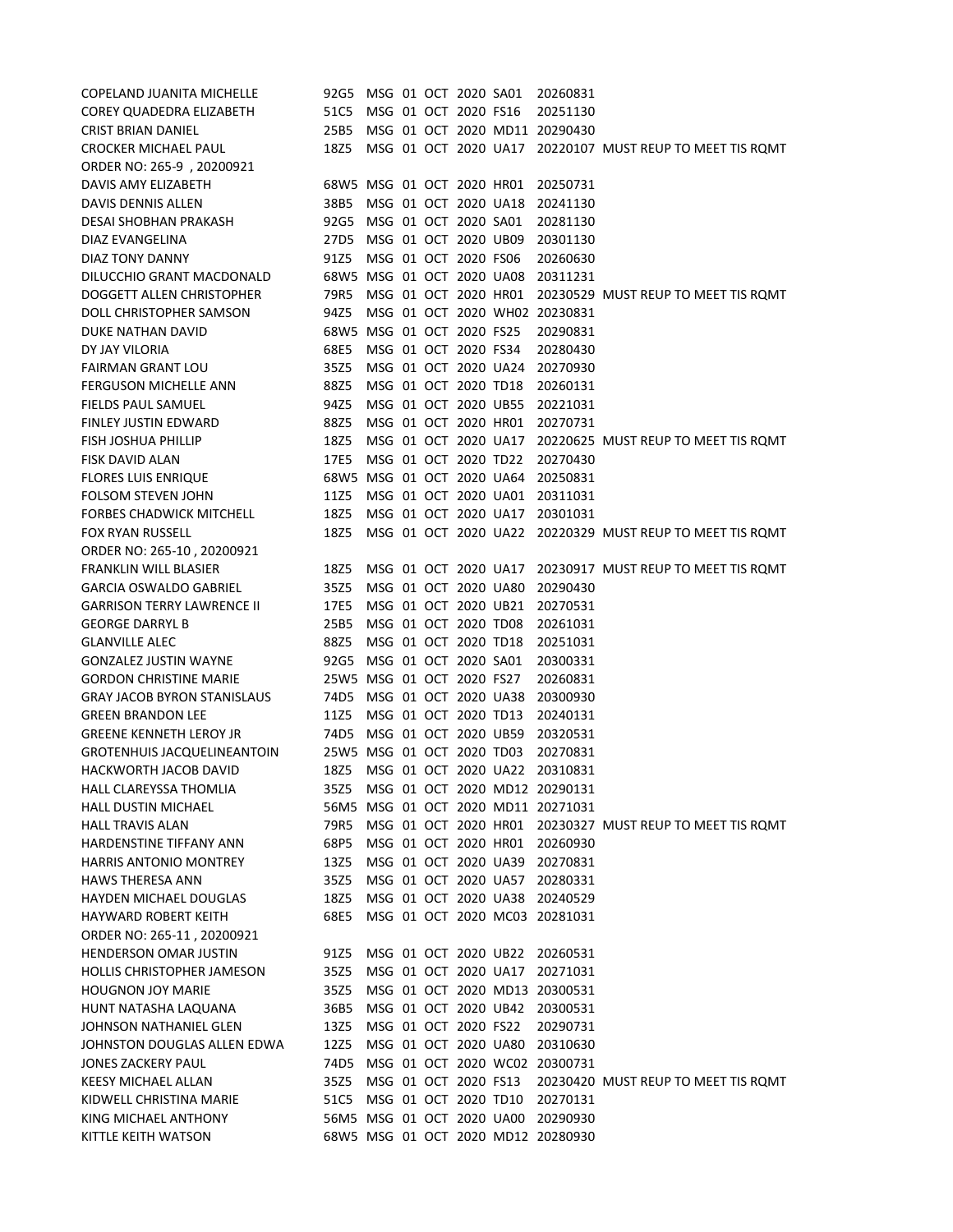COPELAND JUANITA MICHELLE 92G5 MSG 01 OCT 2020 SA01 20260831
COREY QUADEDRA ELIZABETH 51C5 MSG 01 OCT 2020 FS16 20251130
CRIST BRIAN DANIEL 25B5 MSG 01 OCT 2020 MD11 20290430
CROCKER MICHAEL PAUL 18Z5 MSG 01 OCT 2020 UA17 20220107 MUST REUP TO MEET TIS RQMT

ORDER NO: 265-9 , 20200921

DAVIS AMY ELIZABETH 68W5 MSG 01 OCT 2020 HR01 20250731
DAVIS DENNIS ALLEN 38B5 MSG 01 OCT 2020 UA18 20241130
DESAI SHOBHAN PRAKASH 92G5 MSG 01 OCT 2020 SA01 20281130
DIAZ EVANGELINA 27D5 MSG 01 OCT 2020 UB09 20301130
DIAZ TONY DANNY 91Z5 MSG 01 OCT 2020 FS06 20260630
DILUCCHIO GRANT MACDONALD 68W5 MSG 01 OCT 2020 UA08 20311231
DOGGETT ALLEN CHRISTOPHER 79R5 MSG 01 OCT 2020 HR01 20230529 MUST REUP TO MEET TIS RQMT
DOLL CHRISTOPHER SAMSON 94Z5 MSG 01 OCT 2020 WH02 20230831
DUKE NATHAN DAVID 68W5 MSG 01 OCT 2020 FS25 20290831
DY JAY VILORIA 68E5 MSG 01 OCT 2020 FS34 20280430
FAIRMAN GRANT LOU 35Z5 MSG 01 OCT 2020 UA24 20270930
FERGUSON MICHELLE ANN 88Z5 MSG 01 OCT 2020 TD18 20260131
FIELDS PAUL SAMUEL 94Z5 MSG 01 OCT 2020 UB55 20221031
FINLEY JUSTIN EDWARD 88Z5 MSG 01 OCT 2020 HR01 20270731
FISH JOSHUA PHILLIP 18Z5 MSG 01 OCT 2020 UA17 20220625 MUST REUP TO MEET TIS RQMT
FISK DAVID ALAN 17E5 MSG 01 OCT 2020 TD22 20270430
FLORES LUIS ENRIQUE 68W5 MSG 01 OCT 2020 UA64 20250831
FOLSOM STEVEN JOHN 11Z5 MSG 01 OCT 2020 UA01 20311031
FORBES CHADWICK MITCHELL 18Z5 MSG 01 OCT 2020 UA17 20301031
FOX RYAN RUSSELL 18Z5 MSG 01 OCT 2020 UA22 20220329 MUST REUP TO MEET TIS RQMT

ORDER NO: 265-10 , 20200921

FRANKLIN WILL BLASIER 18Z5 MSG 01 OCT 2020 UA17 20230917 MUST REUP TO MEET TIS RQMT
GARCIA OSWALDO GABRIEL 35Z5 MSG 01 OCT 2020 UA80 20290430
GARRISON TERRY LAWRENCE II 17E5 MSG 01 OCT 2020 UB21 20270531
GEORGE DARRYL B 25B5 MSG 01 OCT 2020 TD08 20261031
GLANVILLE ALEC 88Z5 MSG 01 OCT 2020 TD18 20251031
GONZALEZ JUSTIN WAYNE 92G5 MSG 01 OCT 2020 SA01 20300331
GORDON CHRISTINE MARIE 25W5 MSG 01 OCT 2020 FS27 20260831
GRAY JACOB BYRON STANISLAUS 74D5 MSG 01 OCT 2020 UA38 20300930
GREEN BRANDON LEE 11Z5 MSG 01 OCT 2020 TD13 20240131
GREENE KENNETH LEROY JR 74D5 MSG 01 OCT 2020 UB59 20320531
GROTENHUIS JACQUELINEANTOIN 25W5 MSG 01 OCT 2020 TD03 20270831
HACKWORTH JACOB DAVID 18Z5 MSG 01 OCT 2020 UA22 20310831
HALL CLAREYSSA THOMLIA 35Z5 MSG 01 OCT 2020 MD12 20290131
HALL DUSTIN MICHAEL 56M5 MSG 01 OCT 2020 MD11 20271031
HALL TRAVIS ALAN 79R5 MSG 01 OCT 2020 HR01 20230327 MUST REUP TO MEET TIS RQMT
HARDENSTINE TIFFANY ANN 68P5 MSG 01 OCT 2020 HR01 20260930
HARRIS ANTONIO MONTREY 13Z5 MSG 01 OCT 2020 UA39 20270831
HAWS THERESA ANN 35Z5 MSG 01 OCT 2020 UA57 20280331
HAYDEN MICHAEL DOUGLAS 18Z5 MSG 01 OCT 2020 UA38 20240529
HAYWARD ROBERT KEITH 68E5 MSG 01 OCT 2020 MC03 20281031

ORDER NO: 265-11 , 20200921

HENDERSON OMAR JUSTIN 91Z5 MSG 01 OCT 2020 UB22 20260531
HOLLIS CHRISTOPHER JAMESON 35Z5 MSG 01 OCT 2020 UA17 20271031
HOUGNON JOY MARIE 35Z5 MSG 01 OCT 2020 MD13 20300531
HUNT NATASHA LAQUANA 36B5 MSG 01 OCT 2020 UB42 20300531
JOHNSON NATHANIEL GLEN 13Z5 MSG 01 OCT 2020 FS22 20290731
JOHNSTON DOUGLAS ALLEN EDWA 12Z5 MSG 01 OCT 2020 UA80 20310630
JONES ZACKERY PAUL 74D5 MSG 01 OCT 2020 WC02 20300731
KEESY MICHAEL ALLAN 35Z5 MSG 01 OCT 2020 FS13 20230420 MUST REUP TO MEET TIS RQMT
KIDWELL CHRISTINA MARIE 51C5 MSG 01 OCT 2020 TD10 20270131
KING MICHAEL ANTHONY 56M5 MSG 01 OCT 2020 UA00 20290930
KITTLE KEITH WATSON 68W5 MSG 01 OCT 2020 MD12 20280930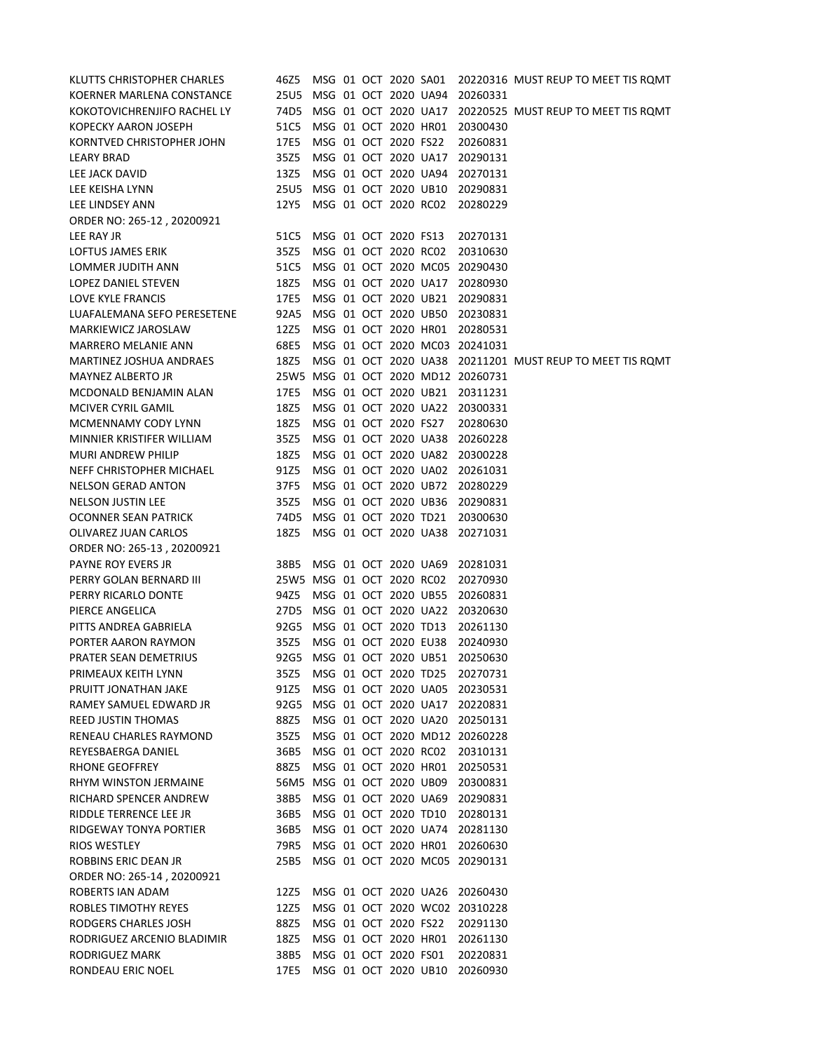| | | | | | | | | |
|---|---|---|---|---|---|---|---|---|
| KLUTTS CHRISTOPHER CHARLES | 46Z5 | MSG | 01 | OCT | 2020 | SA01 | 20220316 | MUST REUP TO MEET TIS RQMT |
| KOERNER MARLENA CONSTANCE | 25U5 | MSG | 01 | OCT | 2020 | UA94 | 20260331 | |
| KOKOTOVICHRENJIFO RACHEL LY | 74D5 | MSG | 01 | OCT | 2020 | UA17 | 20220525 | MUST REUP TO MEET TIS RQMT |
| KOPECKY AARON JOSEPH | 51C5 | MSG | 01 | OCT | 2020 | HR01 | 20300430 | |
| KORNTVED CHRISTOPHER JOHN | 17E5 | MSG | 01 | OCT | 2020 | FS22 | 20260831 | |
| LEARY BRAD | 35Z5 | MSG | 01 | OCT | 2020 | UA17 | 20290131 | |
| LEE JACK DAVID | 13Z5 | MSG | 01 | OCT | 2020 | UA94 | 20270131 | |
| LEE KEISHA LYNN | 25U5 | MSG | 01 | OCT | 2020 | UB10 | 20290831 | |
| LEE LINDSEY ANN | 12Y5 | MSG | 01 | OCT | 2020 | RC02 | 20280229 | |
| ORDER NO: 265-12 , 20200921 | | | | | | | | |
| LEE RAY JR | 51C5 | MSG | 01 | OCT | 2020 | FS13 | 20270131 | |
| LOFTUS JAMES ERIK | 35Z5 | MSG | 01 | OCT | 2020 | RC02 | 20310630 | |
| LOMMER JUDITH ANN | 51C5 | MSG | 01 | OCT | 2020 | MC05 | 20290430 | |
| LOPEZ DANIEL STEVEN | 18Z5 | MSG | 01 | OCT | 2020 | UA17 | 20280930 | |
| LOVE KYLE FRANCIS | 17E5 | MSG | 01 | OCT | 2020 | UB21 | 20290831 | |
| LUAFALEMANA SEFO PERESETENE | 92A5 | MSG | 01 | OCT | 2020 | UB50 | 20230831 | |
| MARKIEWICZ JAROSLAW | 12Z5 | MSG | 01 | OCT | 2020 | HR01 | 20280531 | |
| MARRERO MELANIE ANN | 68E5 | MSG | 01 | OCT | 2020 | MC03 | 20241031 | |
| MARTINEZ JOSHUA ANDRAES | 18Z5 | MSG | 01 | OCT | 2020 | UA38 | 20211201 | MUST REUP TO MEET TIS RQMT |
| MAYNEZ ALBERTO JR | 25W5 | MSG | 01 | OCT | 2020 | MD12 | 20260731 | |
| MCDONALD BENJAMIN ALAN | 17E5 | MSG | 01 | OCT | 2020 | UB21 | 20311231 | |
| MCIVER CYRIL GAMIL | 18Z5 | MSG | 01 | OCT | 2020 | UA22 | 20300331 | |
| MCMENNAMY CODY LYNN | 18Z5 | MSG | 01 | OCT | 2020 | FS27 | 20280630 | |
| MINNIER KRISTIFER WILLIAM | 35Z5 | MSG | 01 | OCT | 2020 | UA38 | 20260228 | |
| MURI ANDREW PHILIP | 18Z5 | MSG | 01 | OCT | 2020 | UA82 | 20300228 | |
| NEFF CHRISTOPHER MICHAEL | 91Z5 | MSG | 01 | OCT | 2020 | UA02 | 20261031 | |
| NELSON GERAD ANTON | 37F5 | MSG | 01 | OCT | 2020 | UB72 | 20280229 | |
| NELSON JUSTIN LEE | 35Z5 | MSG | 01 | OCT | 2020 | UB36 | 20290831 | |
| OCONNER SEAN PATRICK | 74D5 | MSG | 01 | OCT | 2020 | TD21 | 20300630 | |
| OLIVAREZ JUAN CARLOS | 18Z5 | MSG | 01 | OCT | 2020 | UA38 | 20271031 | |
| ORDER NO: 265-13 , 20200921 | | | | | | | | |
| PAYNE ROY EVERS JR | 38B5 | MSG | 01 | OCT | 2020 | UA69 | 20281031 | |
| PERRY GOLAN BERNARD III | 25W5 | MSG | 01 | OCT | 2020 | RC02 | 20270930 | |
| PERRY RICARLO DONTE | 94Z5 | MSG | 01 | OCT | 2020 | UB55 | 20260831 | |
| PIERCE ANGELICA | 27D5 | MSG | 01 | OCT | 2020 | UA22 | 20320630 | |
| PITTS ANDREA GABRIELA | 92G5 | MSG | 01 | OCT | 2020 | TD13 | 20261130 | |
| PORTER AARON RAYMON | 35Z5 | MSG | 01 | OCT | 2020 | EU38 | 20240930 | |
| PRATER SEAN DEMETRIUS | 92G5 | MSG | 01 | OCT | 2020 | UB51 | 20250630 | |
| PRIMEAUX KEITH LYNN | 35Z5 | MSG | 01 | OCT | 2020 | TD25 | 20270731 | |
| PRUITT JONATHAN JAKE | 91Z5 | MSG | 01 | OCT | 2020 | UA05 | 20230531 | |
| RAMEY SAMUEL EDWARD JR | 92G5 | MSG | 01 | OCT | 2020 | UA17 | 20220831 | |
| REED JUSTIN THOMAS | 88Z5 | MSG | 01 | OCT | 2020 | UA20 | 20250131 | |
| RENEAU CHARLES RAYMOND | 35Z5 | MSG | 01 | OCT | 2020 | MD12 | 20260228 | |
| REYESBAERGA DANIEL | 36B5 | MSG | 01 | OCT | 2020 | RC02 | 20310131 | |
| RHONE GEOFFREY | 88Z5 | MSG | 01 | OCT | 2020 | HR01 | 20250531 | |
| RHYM WINSTON JERMAINE | 56M5 | MSG | 01 | OCT | 2020 | UB09 | 20300831 | |
| RICHARD SPENCER ANDREW | 38B5 | MSG | 01 | OCT | 2020 | UA69 | 20290831 | |
| RIDDLE TERRENCE LEE JR | 36B5 | MSG | 01 | OCT | 2020 | TD10 | 20280131 | |
| RIDGEWAY TONYA PORTIER | 36B5 | MSG | 01 | OCT | 2020 | UA74 | 20281130 | |
| RIOS WESTLEY | 79R5 | MSG | 01 | OCT | 2020 | HR01 | 20260630 | |
| ROBBINS ERIC DEAN JR | 25B5 | MSG | 01 | OCT | 2020 | MC05 | 20290131 | |
| ORDER NO: 265-14 , 20200921 | | | | | | | | |
| ROBERTS IAN ADAM | 12Z5 | MSG | 01 | OCT | 2020 | UA26 | 20260430 | |
| ROBLES TIMOTHY REYES | 12Z5 | MSG | 01 | OCT | 2020 | WC02 | 20310228 | |
| RODGERS CHARLES JOSH | 88Z5 | MSG | 01 | OCT | 2020 | FS22 | 20291130 | |
| RODRIGUEZ ARCENIO BLADIMIR | 18Z5 | MSG | 01 | OCT | 2020 | HR01 | 20261130 | |
| RODRIGUEZ MARK | 38B5 | MSG | 01 | OCT | 2020 | FS01 | 20220831 | |
| RONDEAU ERIC NOEL | 17E5 | MSG | 01 | OCT | 2020 | UB10 | 20260930 | |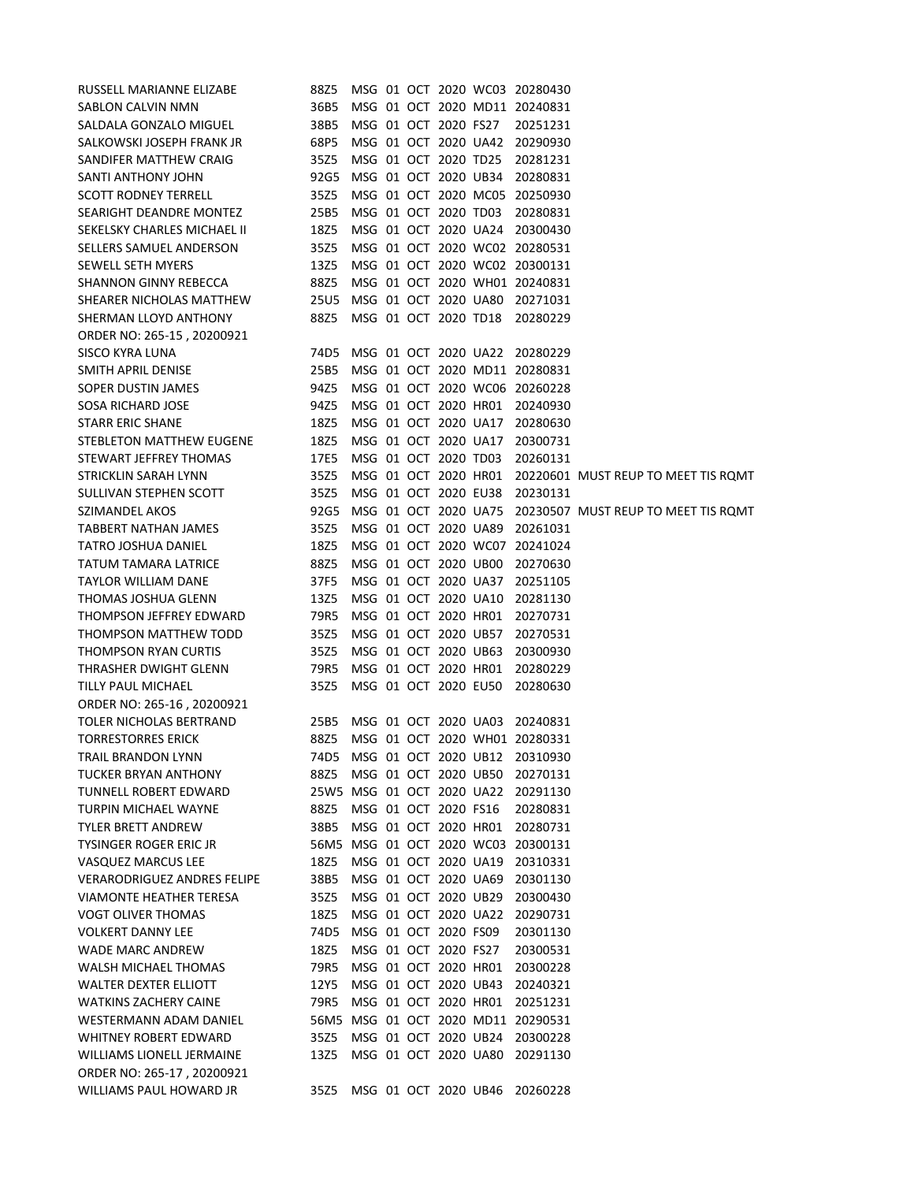RUSSELL MARIANNE ELIZABE 88Z5 MSG 01 OCT 2020 WC03 20280430
SABLON CALVIN NMN 36B5 MSG 01 OCT 2020 MD11 20240831
SALDALA GONZALO MIGUEL 38B5 MSG 01 OCT 2020 FS27 20251231
SALKOWSKI JOSEPH FRANK JR 68P5 MSG 01 OCT 2020 UA42 20290930
SANDIFER MATTHEW CRAIG 35Z5 MSG 01 OCT 2020 TD25 20281231
SANTI ANTHONY JOHN 92G5 MSG 01 OCT 2020 UB34 20280831
SCOTT RODNEY TERRELL 35Z5 MSG 01 OCT 2020 MC05 20250930
SEARIGHT DEANDRE MONTEZ 25B5 MSG 01 OCT 2020 TD03 20280831
SEKELSKY CHARLES MICHAEL II 18Z5 MSG 01 OCT 2020 UA24 20300430
SELLERS SAMUEL ANDERSON 35Z5 MSG 01 OCT 2020 WC02 20280531
SEWELL SETH MYERS 13Z5 MSG 01 OCT 2020 WC02 20300131
SHANNON GINNY REBECCA 88Z5 MSG 01 OCT 2020 WH01 20240831
SHEARER NICHOLAS MATTHEW 25U5 MSG 01 OCT 2020 UA80 20271031
SHERMAN LLOYD ANTHONY 88Z5 MSG 01 OCT 2020 TD18 20280229
ORDER NO: 265-15 , 20200921
SISCO KYRA LUNA 74D5 MSG 01 OCT 2020 UA22 20280229
SMITH APRIL DENISE 25B5 MSG 01 OCT 2020 MD11 20280831
SOPER DUSTIN JAMES 94Z5 MSG 01 OCT 2020 WC06 20260228
SOSA RICHARD JOSE 94Z5 MSG 01 OCT 2020 HR01 20240930
STARR ERIC SHANE 18Z5 MSG 01 OCT 2020 UA17 20280630
STEBLETON MATTHEW EUGENE 18Z5 MSG 01 OCT 2020 UA17 20300731
STEWART JEFFREY THOMAS 17E5 MSG 01 OCT 2020 TD03 20260131
STRICKLIN SARAH LYNN 35Z5 MSG 01 OCT 2020 HR01 20220601 MUST REUP TO MEET TIS RQMT
SULLIVAN STEPHEN SCOTT 35Z5 MSG 01 OCT 2020 EU38 20230131
SZIMANDEL AKOS 92G5 MSG 01 OCT 2020 UA75 20230507 MUST REUP TO MEET TIS RQMT
TABBERT NATHAN JAMES 35Z5 MSG 01 OCT 2020 UA89 20261031
TATRO JOSHUA DANIEL 18Z5 MSG 01 OCT 2020 WC07 20241024
TATUM TAMARA LATRICE 88Z5 MSG 01 OCT 2020 UB00 20270630
TAYLOR WILLIAM DANE 37F5 MSG 01 OCT 2020 UA37 20251105
THOMAS JOSHUA GLENN 13Z5 MSG 01 OCT 2020 UA10 20281130
THOMPSON JEFFREY EDWARD 79R5 MSG 01 OCT 2020 HR01 20270731
THOMPSON MATTHEW TODD 35Z5 MSG 01 OCT 2020 UB57 20270531
THOMPSON RYAN CURTIS 35Z5 MSG 01 OCT 2020 UB63 20300930
THRASHER DWIGHT GLENN 79R5 MSG 01 OCT 2020 HR01 20280229
TILLY PAUL MICHAEL 35Z5 MSG 01 OCT 2020 EU50 20280630
ORDER NO: 265-16 , 20200921
TOLER NICHOLAS BERTRAND 25B5 MSG 01 OCT 2020 UA03 20240831
TORRESTORRES ERICK 88Z5 MSG 01 OCT 2020 WH01 20280331
TRAIL BRANDON LYNN 74D5 MSG 01 OCT 2020 UB12 20310930
TUCKER BRYAN ANTHONY 88Z5 MSG 01 OCT 2020 UB50 20270131
TUNNELL ROBERT EDWARD 25W5 MSG 01 OCT 2020 UA22 20291130
TURPIN MICHAEL WAYNE 88Z5 MSG 01 OCT 2020 FS16 20280831
TYLER BRETT ANDREW 38B5 MSG 01 OCT 2020 HR01 20280731
TYSINGER ROGER ERIC JR 56M5 MSG 01 OCT 2020 WC03 20300131
VASQUEZ MARCUS LEE 18Z5 MSG 01 OCT 2020 UA19 20310331
VERARODRIGUEZ ANDRES FELIPE 38B5 MSG 01 OCT 2020 UA69 20301130
VIAMONTE HEATHER TERESA 35Z5 MSG 01 OCT 2020 UB29 20300430
VOGT OLIVER THOMAS 18Z5 MSG 01 OCT 2020 UA22 20290731
VOLKERT DANNY LEE 74D5 MSG 01 OCT 2020 FS09 20301130
WADE MARC ANDREW 18Z5 MSG 01 OCT 2020 FS27 20300531
WALSH MICHAEL THOMAS 79R5 MSG 01 OCT 2020 HR01 20300228
WALTER DEXTER ELLIOTT 12Y5 MSG 01 OCT 2020 UB43 20240321
WATKINS ZACHERY CAINE 79R5 MSG 01 OCT 2020 HR01 20251231
WESTERMANN ADAM DANIEL 56M5 MSG 01 OCT 2020 MD11 20290531
WHITNEY ROBERT EDWARD 35Z5 MSG 01 OCT 2020 UB24 20300228
WILLIAMS LIONELL JERMAINE 13Z5 MSG 01 OCT 2020 UA80 20291130
ORDER NO: 265-17 , 20200921
WILLIAMS PAUL HOWARD JR 35Z5 MSG 01 OCT 2020 UB46 20260228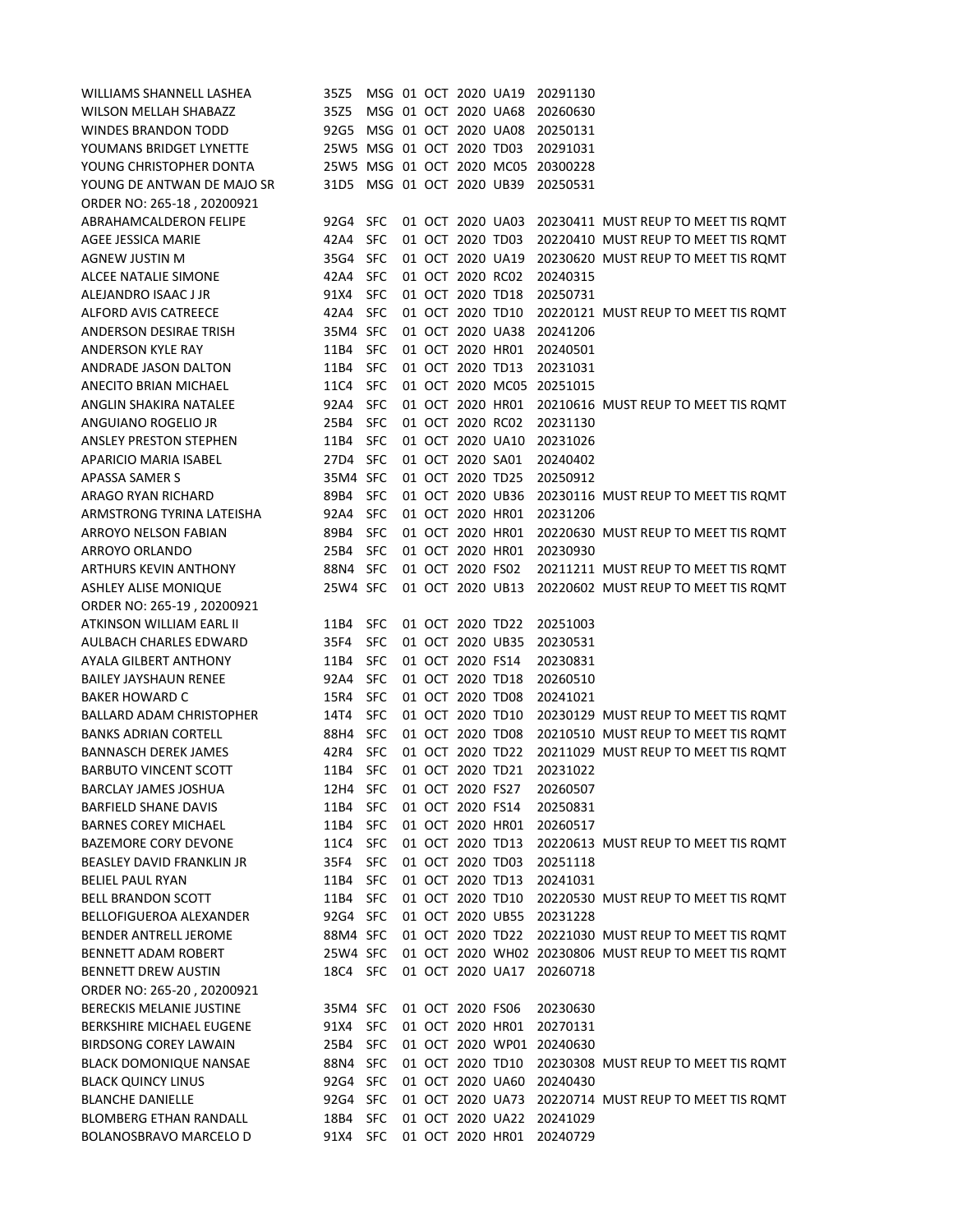| | | | | | | | | |
|---|---|---|---|---|---|---|---|---|
| WILLIAMS SHANNELL LASHEA | 35Z5 | MSG | 01 | OCT | 2020 | UA19 | 20291130 | |
| WILSON MELLAH SHABAZZ | 35Z5 | MSG | 01 | OCT | 2020 | UA68 | 20260630 | |
| WINDES BRANDON TODD | 92G5 | MSG | 01 | OCT | 2020 | UA08 | 20250131 | |
| YOUMANS BRIDGET LYNETTE | 25W5 | MSG | 01 | OCT | 2020 | TD03 | 20291031 | |
| YOUNG CHRISTOPHER DONTA | 25W5 | MSG | 01 | OCT | 2020 | MC05 | 20300228 | |
| YOUNG DE ANTWAN DE MAJO SR | 31D5 | MSG | 01 | OCT | 2020 | UB39 | 20250531 | |

ORDER NO: 265-18 , 20200921

| | | | | | | | | |
|---|---|---|---|---|---|---|---|---|
| ABRAHAMCALDERON FELIPE | 92G4 | SFC | 01 | OCT | 2020 | UA03 | 20230411 | MUST REUP TO MEET TIS RQMT |
| AGEE JESSICA MARIE | 42A4 | SFC | 01 | OCT | 2020 | TD03 | 20220410 | MUST REUP TO MEET TIS RQMT |
| AGNEW JUSTIN M | 35G4 | SFC | 01 | OCT | 2020 | UA19 | 20230620 | MUST REUP TO MEET TIS RQMT |
| ALCEE NATALIE SIMONE | 42A4 | SFC | 01 | OCT | 2020 | RC02 | 20240315 | |
| ALEJANDRO ISAAC J JR | 91X4 | SFC | 01 | OCT | 2020 | TD18 | 20250731 | |
| ALFORD AVIS CATREECE | 42A4 | SFC | 01 | OCT | 2020 | TD10 | 20220121 | MUST REUP TO MEET TIS RQMT |
| ANDERSON DESIRAE TRISH | 35M4 | SFC | 01 | OCT | 2020 | UA38 | 20241206 | |
| ANDERSON KYLE RAY | 11B4 | SFC | 01 | OCT | 2020 | HR01 | 20240501 | |
| ANDRADE JASON DALTON | 11B4 | SFC | 01 | OCT | 2020 | TD13 | 20231031 | |
| ANECITO BRIAN MICHAEL | 11C4 | SFC | 01 | OCT | 2020 | MC05 | 20251015 | |
| ANGLIN SHAKIRA NATALEE | 92A4 | SFC | 01 | OCT | 2020 | HR01 | 20210616 | MUST REUP TO MEET TIS RQMT |
| ANGUIANO ROGELIO JR | 25B4 | SFC | 01 | OCT | 2020 | RC02 | 20231130 | |
| ANSLEY PRESTON STEPHEN | 11B4 | SFC | 01 | OCT | 2020 | UA10 | 20231026 | |
| APARICIO MARIA ISABEL | 27D4 | SFC | 01 | OCT | 2020 | SA01 | 20240402 | |
| APASSA SAMER S | 35M4 | SFC | 01 | OCT | 2020 | TD25 | 20250912 | |
| ARAGO RYAN RICHARD | 89B4 | SFC | 01 | OCT | 2020 | UB36 | 20230116 | MUST REUP TO MEET TIS RQMT |
| ARMSTRONG TYRINA LATEISHA | 92A4 | SFC | 01 | OCT | 2020 | HR01 | 20231206 | |
| ARROYO NELSON FABIAN | 89B4 | SFC | 01 | OCT | 2020 | HR01 | 20220630 | MUST REUP TO MEET TIS RQMT |
| ARROYO ORLANDO | 25B4 | SFC | 01 | OCT | 2020 | HR01 | 20230930 | |
| ARTHURS KEVIN ANTHONY | 88N4 | SFC | 01 | OCT | 2020 | FS02 | 20211211 | MUST REUP TO MEET TIS RQMT |
| ASHLEY ALISE MONIQUE | 25W4 | SFC | 01 | OCT | 2020 | UB13 | 20220602 | MUST REUP TO MEET TIS RQMT |

ORDER NO: 265-19 , 20200921

| | | | | | | | | |
|---|---|---|---|---|---|---|---|---|
| ATKINSON WILLIAM EARL II | 11B4 | SFC | 01 | OCT | 2020 | TD22 | 20251003 | |
| AULBACH CHARLES EDWARD | 35F4 | SFC | 01 | OCT | 2020 | UB35 | 20230531 | |
| AYALA GILBERT ANTHONY | 11B4 | SFC | 01 | OCT | 2020 | FS14 | 20230831 | |
| BAILEY JAYSHAUN RENEE | 92A4 | SFC | 01 | OCT | 2020 | TD18 | 20260510 | |
| BAKER HOWARD C | 15R4 | SFC | 01 | OCT | 2020 | TD08 | 20241021 | |
| BALLARD ADAM CHRISTOPHER | 14T4 | SFC | 01 | OCT | 2020 | TD10 | 20230129 | MUST REUP TO MEET TIS RQMT |
| BANKS ADRIAN CORTELL | 88H4 | SFC | 01 | OCT | 2020 | TD08 | 20210510 | MUST REUP TO MEET TIS RQMT |
| BANNASCH DEREK JAMES | 42R4 | SFC | 01 | OCT | 2020 | TD22 | 20211029 | MUST REUP TO MEET TIS RQMT |
| BARBUTO VINCENT SCOTT | 11B4 | SFC | 01 | OCT | 2020 | TD21 | 20231022 | |
| BARCLAY JAMES JOSHUA | 12H4 | SFC | 01 | OCT | 2020 | FS27 | 20260507 | |
| BARFIELD SHANE DAVIS | 11B4 | SFC | 01 | OCT | 2020 | FS14 | 20250831 | |
| BARNES COREY MICHAEL | 11B4 | SFC | 01 | OCT | 2020 | HR01 | 20260517 | |
| BAZEMORE CORY DEVONE | 11C4 | SFC | 01 | OCT | 2020 | TD13 | 20220613 | MUST REUP TO MEET TIS RQMT |
| BEASLEY DAVID FRANKLIN JR | 35F4 | SFC | 01 | OCT | 2020 | TD03 | 20251118 | |
| BELIEL PAUL RYAN | 11B4 | SFC | 01 | OCT | 2020 | TD13 | 20241031 | |
| BELL BRANDON SCOTT | 11B4 | SFC | 01 | OCT | 2020 | TD10 | 20220530 | MUST REUP TO MEET TIS RQMT |
| BELLOFIGUEROA ALEXANDER | 92G4 | SFC | 01 | OCT | 2020 | UB55 | 20231228 | |
| BENDER ANTRELL JEROME | 88M4 | SFC | 01 | OCT | 2020 | TD22 | 20221030 | MUST REUP TO MEET TIS RQMT |
| BENNETT ADAM ROBERT | 25W4 | SFC | 01 | OCT | 2020 | WH02 | 20230806 | MUST REUP TO MEET TIS RQMT |
| BENNETT DREW AUSTIN | 18C4 | SFC | 01 | OCT | 2020 | UA17 | 20260718 | |

ORDER NO: 265-20 , 20200921

| | | | | | | | | |
|---|---|---|---|---|---|---|---|---|
| BERECKIS MELANIE JUSTINE | 35M4 | SFC | 01 | OCT | 2020 | FS06 | 20230630 | |
| BERKSHIRE MICHAEL EUGENE | 91X4 | SFC | 01 | OCT | 2020 | HR01 | 20270131 | |
| BIRDSONG COREY LAWAIN | 25B4 | SFC | 01 | OCT | 2020 | WP01 | 20240630 | |
| BLACK DOMONIQUE NANSAE | 88N4 | SFC | 01 | OCT | 2020 | TD10 | 20230308 | MUST REUP TO MEET TIS RQMT |
| BLACK QUINCY LINUS | 92G4 | SFC | 01 | OCT | 2020 | UA60 | 20240430 | |
| BLANCHE DANIELLE | 92G4 | SFC | 01 | OCT | 2020 | UA73 | 20220714 | MUST REUP TO MEET TIS RQMT |
| BLOMBERG ETHAN RANDALL | 18B4 | SFC | 01 | OCT | 2020 | UA22 | 20241029 | |
| BOLANOSBRAVO MARCELO D | 91X4 | SFC | 01 | OCT | 2020 | HR01 | 20240729 | |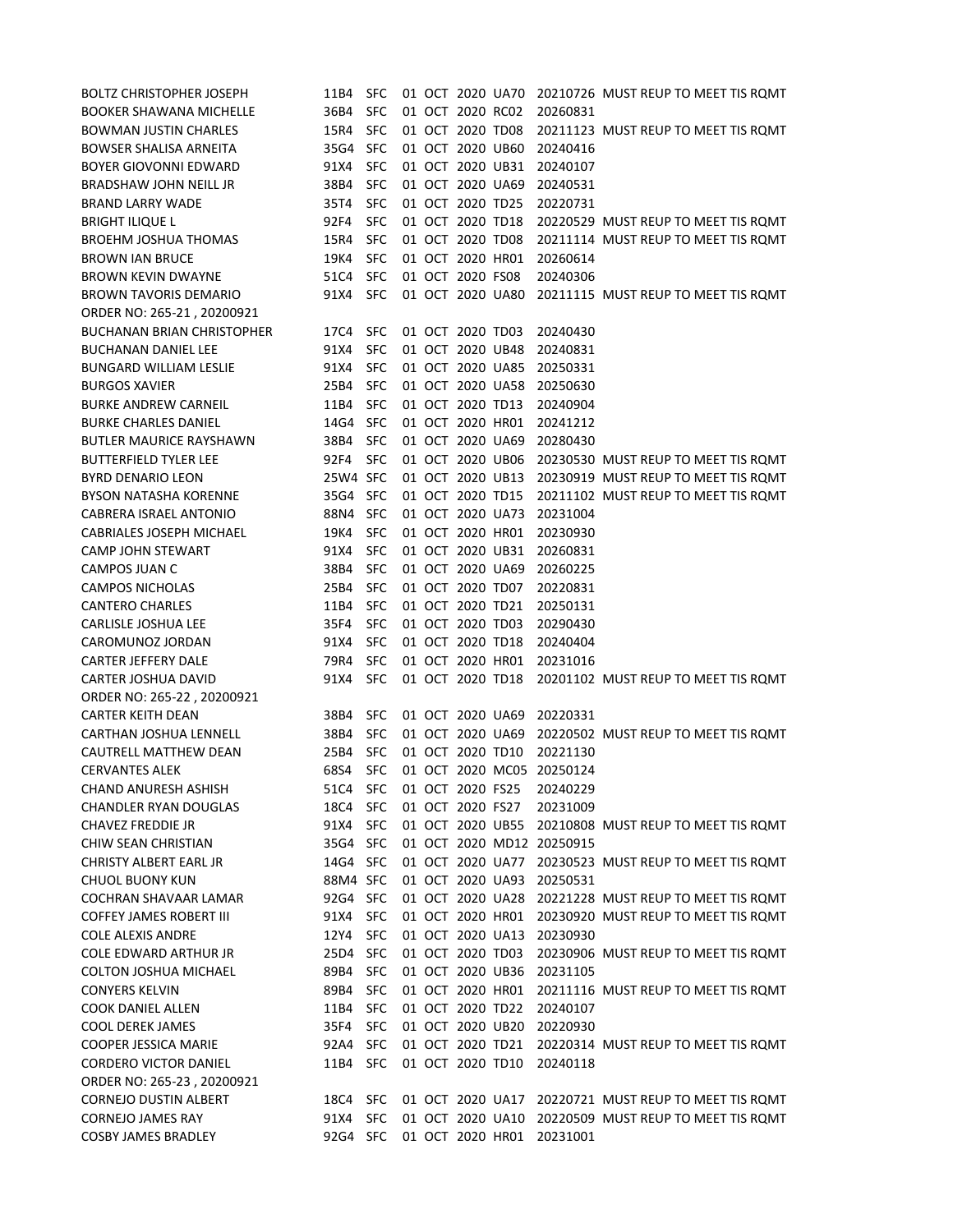| | | | | | | | | |
|---|---|---|---|---|---|---|---|---|
| BOLTZ CHRISTOPHER JOSEPH | 11B4 | SFC | 01 | OCT | 2020 | UA70 | 20210726 | MUST REUP TO MEET TIS RQMT |
| BOOKER SHAWANA MICHELLE | 36B4 | SFC | 01 | OCT | 2020 | RC02 | 20260831 | |
| BOWMAN JUSTIN CHARLES | 15R4 | SFC | 01 | OCT | 2020 | TD08 | 20211123 | MUST REUP TO MEET TIS RQMT |
| BOWSER SHALISA ARNEITA | 35G4 | SFC | 01 | OCT | 2020 | UB60 | 20240416 | |
| BOYER GIOVONNI EDWARD | 91X4 | SFC | 01 | OCT | 2020 | UB31 | 20240107 | |
| BRADSHAW JOHN NEILL JR | 38B4 | SFC | 01 | OCT | 2020 | UA69 | 20240531 | |
| BRAND LARRY WADE | 35T4 | SFC | 01 | OCT | 2020 | TD25 | 20220731 | |
| BRIGHT ILIQUE L | 92F4 | SFC | 01 | OCT | 2020 | TD18 | 20220529 | MUST REUP TO MEET TIS RQMT |
| BROEHM JOSHUA THOMAS | 15R4 | SFC | 01 | OCT | 2020 | TD08 | 20211114 | MUST REUP TO MEET TIS RQMT |
| BROWN IAN BRUCE | 19K4 | SFC | 01 | OCT | 2020 | HR01 | 20260614 | |
| BROWN KEVIN DWAYNE | 51C4 | SFC | 01 | OCT | 2020 | FS08 | 20240306 | |
| BROWN TAVORIS DEMARIO | 91X4 | SFC | 01 | OCT | 2020 | UA80 | 20211115 | MUST REUP TO MEET TIS RQMT |
| ORDER NO: 265-21 , 20200921 | | | | | | | | |
| BUCHANAN BRIAN CHRISTOPHER | 17C4 | SFC | 01 | OCT | 2020 | TD03 | 20240430 | |
| BUCHANAN DANIEL LEE | 91X4 | SFC | 01 | OCT | 2020 | UB48 | 20240831 | |
| BUNGARD WILLIAM LESLIE | 91X4 | SFC | 01 | OCT | 2020 | UA85 | 20250331 | |
| BURGOS XAVIER | 25B4 | SFC | 01 | OCT | 2020 | UA58 | 20250630 | |
| BURKE ANDREW CARNEIL | 11B4 | SFC | 01 | OCT | 2020 | TD13 | 20240904 | |
| BURKE CHARLES DANIEL | 14G4 | SFC | 01 | OCT | 2020 | HR01 | 20241212 | |
| BUTLER MAURICE RAYSHAWN | 38B4 | SFC | 01 | OCT | 2020 | UA69 | 20280430 | |
| BUTTERFIELD TYLER LEE | 92F4 | SFC | 01 | OCT | 2020 | UB06 | 20230530 | MUST REUP TO MEET TIS RQMT |
| BYRD DENARIO LEON | 25W4 | SFC | 01 | OCT | 2020 | UB13 | 20230919 | MUST REUP TO MEET TIS RQMT |
| BYSON NATASHA KORENNE | 35G4 | SFC | 01 | OCT | 2020 | TD15 | 20211102 | MUST REUP TO MEET TIS RQMT |
| CABRERA ISRAEL ANTONIO | 88N4 | SFC | 01 | OCT | 2020 | UA73 | 20231004 | |
| CABRIALES JOSEPH MICHAEL | 19K4 | SFC | 01 | OCT | 2020 | HR01 | 20230930 | |
| CAMP JOHN STEWART | 91X4 | SFC | 01 | OCT | 2020 | UB31 | 20260831 | |
| CAMPOS JUAN C | 38B4 | SFC | 01 | OCT | 2020 | UA69 | 20260225 | |
| CAMPOS NICHOLAS | 25B4 | SFC | 01 | OCT | 2020 | TD07 | 20220831 | |
| CANTERO CHARLES | 11B4 | SFC | 01 | OCT | 2020 | TD21 | 20250131 | |
| CARLISLE JOSHUA LEE | 35F4 | SFC | 01 | OCT | 2020 | TD03 | 20290430 | |
| CAROMUNOZ JORDAN | 91X4 | SFC | 01 | OCT | 2020 | TD18 | 20240404 | |
| CARTER JEFFERY DALE | 79R4 | SFC | 01 | OCT | 2020 | HR01 | 20231016 | |
| CARTER JOSHUA DAVID | 91X4 | SFC | 01 | OCT | 2020 | TD18 | 20201102 | MUST REUP TO MEET TIS RQMT |
| ORDER NO: 265-22 , 20200921 | | | | | | | | |
| CARTER KEITH DEAN | 38B4 | SFC | 01 | OCT | 2020 | UA69 | 20220331 | |
| CARTHAN JOSHUA LENNELL | 38B4 | SFC | 01 | OCT | 2020 | UA69 | 20220502 | MUST REUP TO MEET TIS RQMT |
| CAUTRELL MATTHEW DEAN | 25B4 | SFC | 01 | OCT | 2020 | TD10 | 20221130 | |
| CERVANTES ALEK | 68S4 | SFC | 01 | OCT | 2020 | MC05 | 20250124 | |
| CHAND ANURESH ASHISH | 51C4 | SFC | 01 | OCT | 2020 | FS25 | 20240229 | |
| CHANDLER RYAN DOUGLAS | 18C4 | SFC | 01 | OCT | 2020 | FS27 | 20231009 | |
| CHAVEZ FREDDIE JR | 91X4 | SFC | 01 | OCT | 2020 | UB55 | 20210808 | MUST REUP TO MEET TIS RQMT |
| CHIW SEAN CHRISTIAN | 35G4 | SFC | 01 | OCT | 2020 | MD12 | 20250915 | |
| CHRISTY ALBERT EARL JR | 14G4 | SFC | 01 | OCT | 2020 | UA77 | 20230523 | MUST REUP TO MEET TIS RQMT |
| CHUOL BUONY KUN | 88M4 | SFC | 01 | OCT | 2020 | UA93 | 20250531 | |
| COCHRAN SHAVAAR LAMAR | 92G4 | SFC | 01 | OCT | 2020 | UA28 | 20221228 | MUST REUP TO MEET TIS RQMT |
| COFFEY JAMES ROBERT III | 91X4 | SFC | 01 | OCT | 2020 | HR01 | 20230920 | MUST REUP TO MEET TIS RQMT |
| COLE ALEXIS ANDRE | 12Y4 | SFC | 01 | OCT | 2020 | UA13 | 20230930 | |
| COLE EDWARD ARTHUR JR | 25D4 | SFC | 01 | OCT | 2020 | TD03 | 20230906 | MUST REUP TO MEET TIS RQMT |
| COLTON JOSHUA MICHAEL | 89B4 | SFC | 01 | OCT | 2020 | UB36 | 20231105 | |
| CONYERS KELVIN | 89B4 | SFC | 01 | OCT | 2020 | HR01 | 20211116 | MUST REUP TO MEET TIS RQMT |
| COOK DANIEL ALLEN | 11B4 | SFC | 01 | OCT | 2020 | TD22 | 20240107 | |
| COOL DEREK JAMES | 35F4 | SFC | 01 | OCT | 2020 | UB20 | 20220930 | |
| COOPER JESSICA MARIE | 92A4 | SFC | 01 | OCT | 2020 | TD21 | 20220314 | MUST REUP TO MEET TIS RQMT |
| CORDERO VICTOR DANIEL | 11B4 | SFC | 01 | OCT | 2020 | TD10 | 20240118 | |
| ORDER NO: 265-23 , 20200921 | | | | | | | | |
| CORNEJO DUSTIN ALBERT | 18C4 | SFC | 01 | OCT | 2020 | UA17 | 20220721 | MUST REUP TO MEET TIS RQMT |
| CORNEJO JAMES RAY | 91X4 | SFC | 01 | OCT | 2020 | UA10 | 20220509 | MUST REUP TO MEET TIS RQMT |
| COSBY JAMES BRADLEY | 92G4 | SFC | 01 | OCT | 2020 | HR01 | 20231001 | |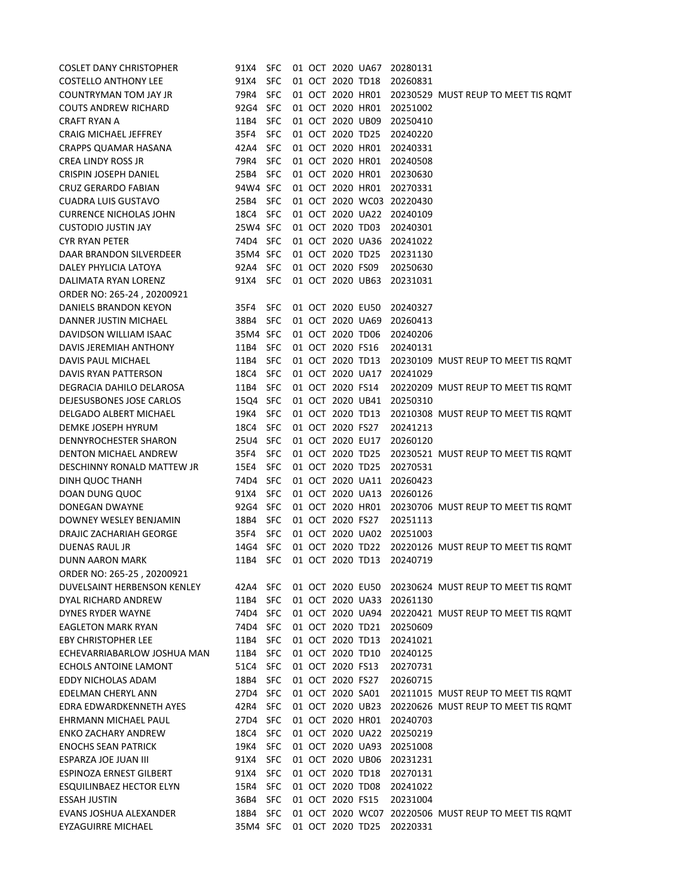| | | | | | | | | |
|---|---|---|---|---|---|---|---|---|
| COSLET DANY CHRISTOPHER | 91X4 | SFC | 01 | OCT | 2020 | UA67 | 20280131 | |
| COSTELLO ANTHONY LEE | 91X4 | SFC | 01 | OCT | 2020 | TD18 | 20260831 | |
| COUNTRYMAN TOM JAY JR | 79R4 | SFC | 01 | OCT | 2020 | HR01 | 20230529 | MUST REUP TO MEET TIS RQMT |
| COUTS ANDREW RICHARD | 92G4 | SFC | 01 | OCT | 2020 | HR01 | 20251002 | |
| CRAFT RYAN A | 11B4 | SFC | 01 | OCT | 2020 | UB09 | 20250410 | |
| CRAIG MICHAEL JEFFREY | 35F4 | SFC | 01 | OCT | 2020 | TD25 | 20240220 | |
| CRAPPS QUAMAR HASANA | 42A4 | SFC | 01 | OCT | 2020 | HR01 | 20240331 | |
| CREA LINDY ROSS JR | 79R4 | SFC | 01 | OCT | 2020 | HR01 | 20240508 | |
| CRISPIN JOSEPH DANIEL | 25B4 | SFC | 01 | OCT | 2020 | HR01 | 20230630 | |
| CRUZ GERARDO FABIAN | 94W4 | SFC | 01 | OCT | 2020 | HR01 | 20270331 | |
| CUADRA LUIS GUSTAVO | 25B4 | SFC | 01 | OCT | 2020 | WC03 | 20220430 | |
| CURRENCE NICHOLAS JOHN | 18C4 | SFC | 01 | OCT | 2020 | UA22 | 20240109 | |
| CUSTODIO JUSTIN JAY | 25W4 | SFC | 01 | OCT | 2020 | TD03 | 20240301 | |
| CYR RYAN PETER | 74D4 | SFC | 01 | OCT | 2020 | UA36 | 20241022 | |
| DAAR BRANDON SILVERDEER | 35M4 | SFC | 01 | OCT | 2020 | TD25 | 20231130 | |
| DALEY PHYLICIA LATOYA | 92A4 | SFC | 01 | OCT | 2020 | FS09 | 20250630 | |
| DALIMATA RYAN LORENZ | 91X4 | SFC | 01 | OCT | 2020 | UB63 | 20231031 | |
| ORDER NO: 265-24 , 20200921 | | | | | | | | |
| DANIELS BRANDON KEYON | 35F4 | SFC | 01 | OCT | 2020 | EU50 | 20240327 | |
| DANNER JUSTIN MICHAEL | 38B4 | SFC | 01 | OCT | 2020 | UA69 | 20260413 | |
| DAVIDSON WILLIAM ISAAC | 35M4 | SFC | 01 | OCT | 2020 | TD06 | 20240206 | |
| DAVIS JEREMIAH ANTHONY | 11B4 | SFC | 01 | OCT | 2020 | FS16 | 20240131 | |
| DAVIS PAUL MICHAEL | 11B4 | SFC | 01 | OCT | 2020 | TD13 | 20230109 | MUST REUP TO MEET TIS RQMT |
| DAVIS RYAN PATTERSON | 18C4 | SFC | 01 | OCT | 2020 | UA17 | 20241029 | |
| DEGRACIA DAHILO DELAROSA | 11B4 | SFC | 01 | OCT | 2020 | FS14 | 20220209 | MUST REUP TO MEET TIS RQMT |
| DEJESUSBONES JOSE CARLOS | 15Q4 | SFC | 01 | OCT | 2020 | UB41 | 20250310 | |
| DELGADO ALBERT MICHAEL | 19K4 | SFC | 01 | OCT | 2020 | TD13 | 20210308 | MUST REUP TO MEET TIS RQMT |
| DEMKE JOSEPH HYRUM | 18C4 | SFC | 01 | OCT | 2020 | FS27 | 20241213 | |
| DENNYROCHESTER SHARON | 25U4 | SFC | 01 | OCT | 2020 | EU17 | 20260120 | |
| DENTON MICHAEL ANDREW | 35F4 | SFC | 01 | OCT | 2020 | TD25 | 20230521 | MUST REUP TO MEET TIS RQMT |
| DESCHINNY RONALD MATTEW JR | 15E4 | SFC | 01 | OCT | 2020 | TD25 | 20270531 | |
| DINH QUOC THANH | 74D4 | SFC | 01 | OCT | 2020 | UA11 | 20260423 | |
| DOAN DUNG QUOC | 91X4 | SFC | 01 | OCT | 2020 | UA13 | 20260126 | |
| DONEGAN DWAYNE | 92G4 | SFC | 01 | OCT | 2020 | HR01 | 20230706 | MUST REUP TO MEET TIS RQMT |
| DOWNEY WESLEY BENJAMIN | 18B4 | SFC | 01 | OCT | 2020 | FS27 | 20251113 | |
| DRAJIC ZACHARIAH GEORGE | 35F4 | SFC | 01 | OCT | 2020 | UA02 | 20251003 | |
| DUENAS RAUL JR | 14G4 | SFC | 01 | OCT | 2020 | TD22 | 20220126 | MUST REUP TO MEET TIS RQMT |
| DUNN AARON MARK | 11B4 | SFC | 01 | OCT | 2020 | TD13 | 20240719 | |
| ORDER NO: 265-25 , 20200921 | | | | | | | | |
| DUVELSAINT HERBENSON KENLEY | 42A4 | SFC | 01 | OCT | 2020 | EU50 | 20230624 | MUST REUP TO MEET TIS RQMT |
| DYAL RICHARD ANDREW | 11B4 | SFC | 01 | OCT | 2020 | UA33 | 20261130 | |
| DYNES RYDER WAYNE | 74D4 | SFC | 01 | OCT | 2020 | UA94 | 20220421 | MUST REUP TO MEET TIS RQMT |
| EAGLETON MARK RYAN | 74D4 | SFC | 01 | OCT | 2020 | TD21 | 20250609 | |
| EBY CHRISTOPHER LEE | 11B4 | SFC | 01 | OCT | 2020 | TD13 | 20241021 | |
| ECHEVARRIABARLOW JOSHUA MAN | 11B4 | SFC | 01 | OCT | 2020 | TD10 | 20240125 | |
| ECHOLS ANTOINE LAMONT | 51C4 | SFC | 01 | OCT | 2020 | FS13 | 20270731 | |
| EDDY NICHOLAS ADAM | 18B4 | SFC | 01 | OCT | 2020 | FS27 | 20260715 | |
| EDELMAN CHERYL ANN | 27D4 | SFC | 01 | OCT | 2020 | SA01 | 20211015 | MUST REUP TO MEET TIS RQMT |
| EDRA EDWARDKENNETH AYES | 42R4 | SFC | 01 | OCT | 2020 | UB23 | 20220626 | MUST REUP TO MEET TIS RQMT |
| EHRMANN MICHAEL PAUL | 27D4 | SFC | 01 | OCT | 2020 | HR01 | 20240703 | |
| ENKO ZACHARY ANDREW | 18C4 | SFC | 01 | OCT | 2020 | UA22 | 20250219 | |
| ENOCHS SEAN PATRICK | 19K4 | SFC | 01 | OCT | 2020 | UA93 | 20251008 | |
| ESPARZA JOE JUAN III | 91X4 | SFC | 01 | OCT | 2020 | UB06 | 20231231 | |
| ESPINOZA ERNEST GILBERT | 91X4 | SFC | 01 | OCT | 2020 | TD18 | 20270131 | |
| ESQUILINBAEZ HECTOR ELYN | 15R4 | SFC | 01 | OCT | 2020 | TD08 | 20241022 | |
| ESSAH JUSTIN | 36B4 | SFC | 01 | OCT | 2020 | FS15 | 20231004 | |
| EVANS JOSHUA ALEXANDER | 18B4 | SFC | 01 | OCT | 2020 | WC07 | 20220506 | MUST REUP TO MEET TIS RQMT |
| EYZAGUIRRE MICHAEL | 35M4 | SFC | 01 | OCT | 2020 | TD25 | 20220331 | |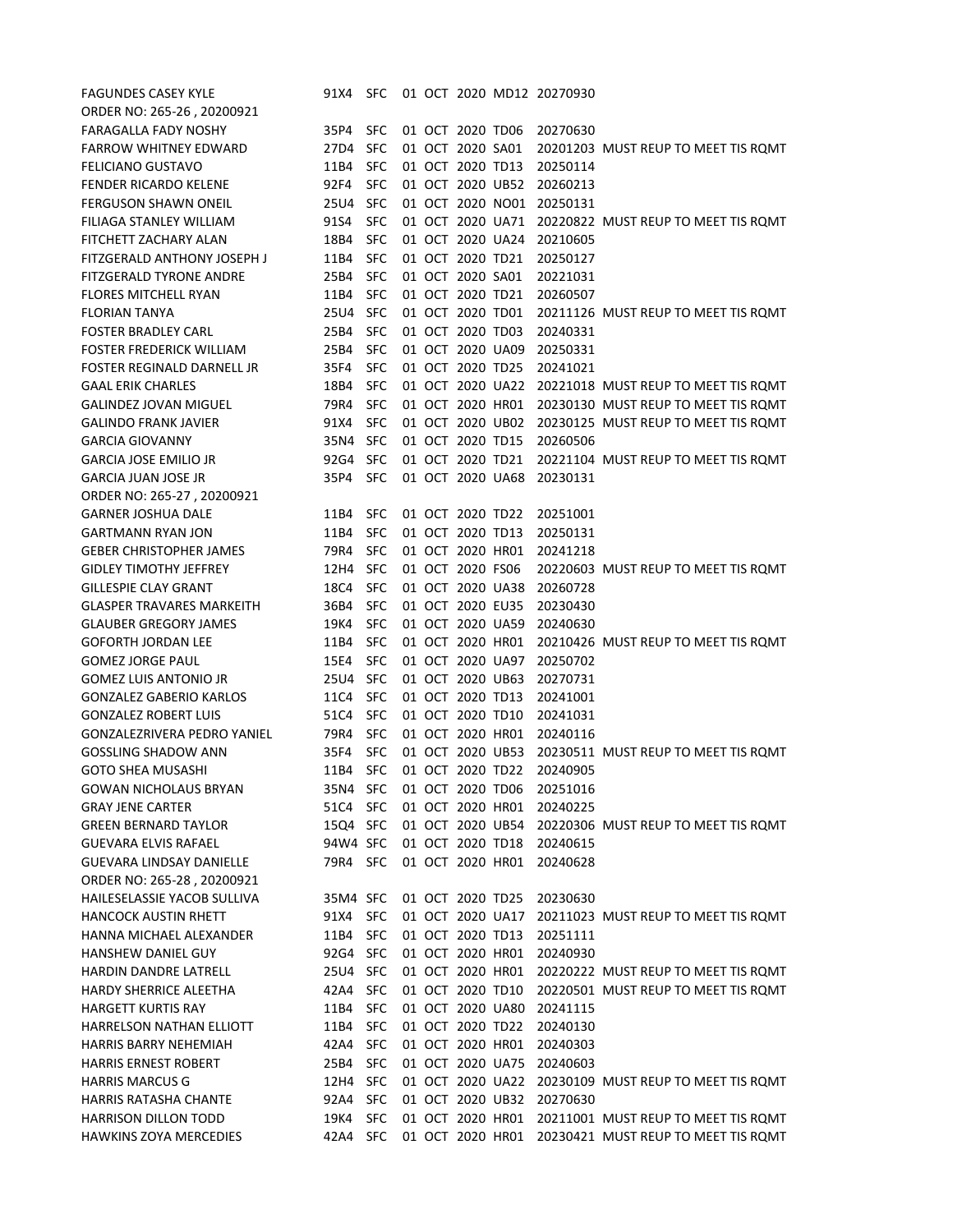| | | | | | | | |
|---|---|---|---|---|---|---|---|
| FAGUNDES CASEY KYLE | 91X4 | SFC | 01 OCT 2020 | MD12 | 20270930 | |
| ORDER NO: 265-26 , 20200921 | | | | | | |
| FARAGALLA FADY NOSHY | 35P4 | SFC | 01 OCT 2020 | TD06 | 20270630 | |
| FARROW WHITNEY EDWARD | 27D4 | SFC | 01 OCT 2020 | SA01 | 20201203 | MUST REUP TO MEET TIS RQMT |
| FELICIANO GUSTAVO | 11B4 | SFC | 01 OCT 2020 | TD13 | 20250114 | |
| FENDER RICARDO KELENE | 92F4 | SFC | 01 OCT 2020 | UB52 | 20260213 | |
| FERGUSON SHAWN ONEIL | 25U4 | SFC | 01 OCT 2020 | NO01 | 20250131 | |
| FILIAGA STANLEY WILLIAM | 91S4 | SFC | 01 OCT 2020 | UA71 | 20220822 | MUST REUP TO MEET TIS RQMT |
| FITCHETT ZACHARY ALAN | 18B4 | SFC | 01 OCT 2020 | UA24 | 20210605 | |
| FITZGERALD ANTHONY JOSEPH J | 11B4 | SFC | 01 OCT 2020 | TD21 | 20250127 | |
| FITZGERALD TYRONE ANDRE | 25B4 | SFC | 01 OCT 2020 | SA01 | 20221031 | |
| FLORES MITCHELL RYAN | 11B4 | SFC | 01 OCT 2020 | TD21 | 20260507 | |
| FLORIAN TANYA | 25U4 | SFC | 01 OCT 2020 | TD01 | 20211126 | MUST REUP TO MEET TIS RQMT |
| FOSTER BRADLEY CARL | 25B4 | SFC | 01 OCT 2020 | TD03 | 20240331 | |
| FOSTER FREDERICK WILLIAM | 25B4 | SFC | 01 OCT 2020 | UA09 | 20250331 | |
| FOSTER REGINALD DARNELL JR | 35F4 | SFC | 01 OCT 2020 | TD25 | 20241021 | |
| GAAL ERIK CHARLES | 18B4 | SFC | 01 OCT 2020 | UA22 | 20221018 | MUST REUP TO MEET TIS RQMT |
| GALINDEZ JOVAN MIGUEL | 79R4 | SFC | 01 OCT 2020 | HR01 | 20230130 | MUST REUP TO MEET TIS RQMT |
| GALINDO FRANK JAVIER | 91X4 | SFC | 01 OCT 2020 | UB02 | 20230125 | MUST REUP TO MEET TIS RQMT |
| GARCIA GIOVANNY | 35N4 | SFC | 01 OCT 2020 | TD15 | 20260506 | |
| GARCIA JOSE EMILIO JR | 92G4 | SFC | 01 OCT 2020 | TD21 | 20221104 | MUST REUP TO MEET TIS RQMT |
| GARCIA JUAN JOSE JR | 35P4 | SFC | 01 OCT 2020 | UA68 | 20230131 | |
| ORDER NO: 265-27 , 20200921 | | | | | | |
| GARNER JOSHUA DALE | 11B4 | SFC | 01 OCT 2020 | TD22 | 20251001 | |
| GARTMANN RYAN JON | 11B4 | SFC | 01 OCT 2020 | TD13 | 20250131 | |
| GEBER CHRISTOPHER JAMES | 79R4 | SFC | 01 OCT 2020 | HR01 | 20241218 | |
| GIDLEY TIMOTHY JEFFREY | 12H4 | SFC | 01 OCT 2020 | FS06 | 20220603 | MUST REUP TO MEET TIS RQMT |
| GILLESPIE CLAY GRANT | 18C4 | SFC | 01 OCT 2020 | UA38 | 20260728 | |
| GLASPER TRAVARES MARKEITH | 36B4 | SFC | 01 OCT 2020 | EU35 | 20230430 | |
| GLAUBER GREGORY JAMES | 19K4 | SFC | 01 OCT 2020 | UA59 | 20240630 | |
| GOFORTH JORDAN LEE | 11B4 | SFC | 01 OCT 2020 | HR01 | 20210426 | MUST REUP TO MEET TIS RQMT |
| GOMEZ JORGE PAUL | 15E4 | SFC | 01 OCT 2020 | UA97 | 20250702 | |
| GOMEZ LUIS ANTONIO JR | 25U4 | SFC | 01 OCT 2020 | UB63 | 20270731 | |
| GONZALEZ GABERIO KARLOS | 11C4 | SFC | 01 OCT 2020 | TD13 | 20241001 | |
| GONZALEZ ROBERT LUIS | 51C4 | SFC | 01 OCT 2020 | TD10 | 20241031 | |
| GONZALEZRIVERA PEDRO YANIEL | 79R4 | SFC | 01 OCT 2020 | HR01 | 20240116 | |
| GOSSLING SHADOW ANN | 35F4 | SFC | 01 OCT 2020 | UB53 | 20230511 | MUST REUP TO MEET TIS RQMT |
| GOTO SHEA MUSASHI | 11B4 | SFC | 01 OCT 2020 | TD22 | 20240905 | |
| GOWAN NICHOLAUS BRYAN | 35N4 | SFC | 01 OCT 2020 | TD06 | 20251016 | |
| GRAY JENE CARTER | 51C4 | SFC | 01 OCT 2020 | HR01 | 20240225 | |
| GREEN BERNARD TAYLOR | 15Q4 | SFC | 01 OCT 2020 | UB54 | 20220306 | MUST REUP TO MEET TIS RQMT |
| GUEVARA ELVIS RAFAEL | 94W4 | SFC | 01 OCT 2020 | TD18 | 20240615 | |
| GUEVARA LINDSAY DANIELLE | 79R4 | SFC | 01 OCT 2020 | HR01 | 20240628 | |
| ORDER NO: 265-28 , 20200921 | | | | | | |
| HAILESELASSIE YACOB SULLIVA | 35M4 | SFC | 01 OCT 2020 | TD25 | 20230630 | |
| HANCOCK AUSTIN RHETT | 91X4 | SFC | 01 OCT 2020 | UA17 | 20211023 | MUST REUP TO MEET TIS RQMT |
| HANNA MICHAEL ALEXANDER | 11B4 | SFC | 01 OCT 2020 | TD13 | 20251111 | |
| HANSHEW DANIEL GUY | 92G4 | SFC | 01 OCT 2020 | HR01 | 20240930 | |
| HARDIN DANDRE LATRELL | 25U4 | SFC | 01 OCT 2020 | HR01 | 20220222 | MUST REUP TO MEET TIS RQMT |
| HARDY SHERRICE ALEETHA | 42A4 | SFC | 01 OCT 2020 | TD10 | 20220501 | MUST REUP TO MEET TIS RQMT |
| HARGETT KURTIS RAY | 11B4 | SFC | 01 OCT 2020 | UA80 | 20241115 | |
| HARRELSON NATHAN ELLIOTT | 11B4 | SFC | 01 OCT 2020 | TD22 | 20240130 | |
| HARRIS BARRY NEHEMIAH | 42A4 | SFC | 01 OCT 2020 | HR01 | 20240303 | |
| HARRIS ERNEST ROBERT | 25B4 | SFC | 01 OCT 2020 | UA75 | 20240603 | |
| HARRIS MARCUS G | 12H4 | SFC | 01 OCT 2020 | UA22 | 20230109 | MUST REUP TO MEET TIS RQMT |
| HARRIS RATASHA CHANTE | 92A4 | SFC | 01 OCT 2020 | UB32 | 20270630 | |
| HARRISON DILLON TODD | 19K4 | SFC | 01 OCT 2020 | HR01 | 20211001 | MUST REUP TO MEET TIS RQMT |
| HAWKINS ZOYA MERCEDIES | 42A4 | SFC | 01 OCT 2020 | HR01 | 20230421 | MUST REUP TO MEET TIS RQMT |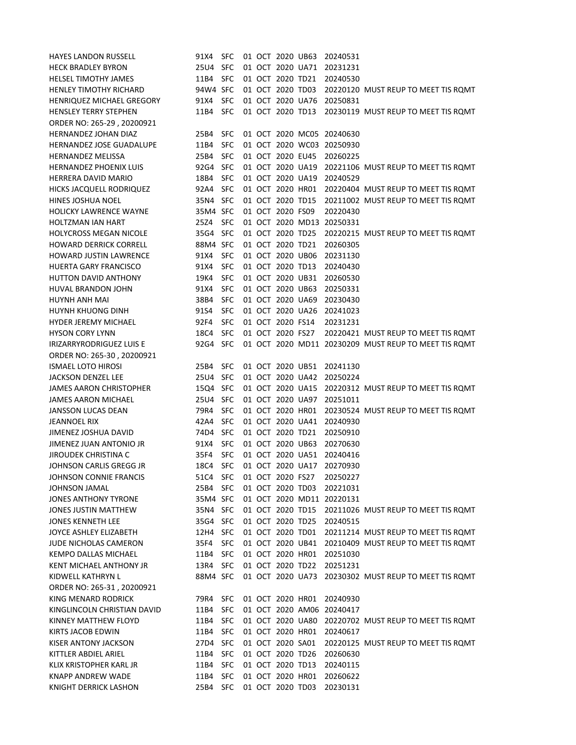| | | | | | | | | |
|---|---|---|---|---|---|---|---|---|
| HAYES LANDON RUSSELL | 91X4 | SFC | 01 | OCT | 2020 | UB63 | 20240531 | |
| HECK BRADLEY BYRON | 25U4 | SFC | 01 | OCT | 2020 | UA71 | 20231231 | |
| HELSEL TIMOTHY JAMES | 11B4 | SFC | 01 | OCT | 2020 | TD21 | 20240530 | |
| HENLEY TIMOTHY RICHARD | 94W4 | SFC | 01 | OCT | 2020 | TD03 | 20220120 | MUST REUP TO MEET TIS RQMT |
| HENRIQUEZ MICHAEL GREGORY | 91X4 | SFC | 01 | OCT | 2020 | UA76 | 20250831 | |
| HENSLEY TERRY STEPHEN | 11B4 | SFC | 01 | OCT | 2020 | TD13 | 20230119 | MUST REUP TO MEET TIS RQMT |
| ORDER NO: 265-29 , 20200921 | | | | | | | | |
| HERNANDEZ JOHAN DIAZ | 25B4 | SFC | 01 | OCT | 2020 | MC05 | 20240630 | |
| HERNANDEZ JOSE GUADALUPE | 11B4 | SFC | 01 | OCT | 2020 | WC03 | 20250930 | |
| HERNANDEZ MELISSA | 25B4 | SFC | 01 | OCT | 2020 | EU45 | 20260225 | |
| HERNANDEZ PHOENIX LUIS | 92G4 | SFC | 01 | OCT | 2020 | UA19 | 20221106 | MUST REUP TO MEET TIS RQMT |
| HERRERA DAVID MARIO | 18B4 | SFC | 01 | OCT | 2020 | UA19 | 20240529 | |
| HICKS JACQUELL RODRIQUEZ | 92A4 | SFC | 01 | OCT | 2020 | HR01 | 20220404 | MUST REUP TO MEET TIS RQMT |
| HINES JOSHUA NOEL | 35N4 | SFC | 01 | OCT | 2020 | TD15 | 20211002 | MUST REUP TO MEET TIS RQMT |
| HOLICKY LAWRENCE WAYNE | 35M4 | SFC | 01 | OCT | 2020 | FS09 | 20220430 | |
| HOLTZMAN IAN HART | 25Z4 | SFC | 01 | OCT | 2020 | MD13 | 20250331 | |
| HOLYCROSS MEGAN NICOLE | 35G4 | SFC | 01 | OCT | 2020 | TD25 | 20220215 | MUST REUP TO MEET TIS RQMT |
| HOWARD DERRICK CORRELL | 88M4 | SFC | 01 | OCT | 2020 | TD21 | 20260305 | |
| HOWARD JUSTIN LAWRENCE | 91X4 | SFC | 01 | OCT | 2020 | UB06 | 20231130 | |
| HUERTA GARY FRANCISCO | 91X4 | SFC | 01 | OCT | 2020 | TD13 | 20240430 | |
| HUTTON DAVID ANTHONY | 19K4 | SFC | 01 | OCT | 2020 | UB31 | 20260530 | |
| HUVAL BRANDON JOHN | 91X4 | SFC | 01 | OCT | 2020 | UB63 | 20250331 | |
| HUYNH ANH MAI | 38B4 | SFC | 01 | OCT | 2020 | UA69 | 20230430 | |
| HUYNH KHUONG DINH | 91S4 | SFC | 01 | OCT | 2020 | UA26 | 20241023 | |
| HYDER JEREMY MICHAEL | 92F4 | SFC | 01 | OCT | 2020 | FS14 | 20231231 | |
| HYSON CORY LYNN | 18C4 | SFC | 01 | OCT | 2020 | FS27 | 20220421 | MUST REUP TO MEET TIS RQMT |
| IRIZARRYRODRIGUEZ LUIS E | 92G4 | SFC | 01 | OCT | 2020 | MD11 | 20230209 | MUST REUP TO MEET TIS RQMT |
| ORDER NO: 265-30 , 20200921 | | | | | | | | |
| ISMAEL LOTO HIROSI | 25B4 | SFC | 01 | OCT | 2020 | UB51 | 20241130 | |
| JACKSON DENZEL LEE | 25U4 | SFC | 01 | OCT | 2020 | UA42 | 20250224 | |
| JAMES AARON CHRISTOPHER | 15Q4 | SFC | 01 | OCT | 2020 | UA15 | 20220312 | MUST REUP TO MEET TIS RQMT |
| JAMES AARON MICHAEL | 25U4 | SFC | 01 | OCT | 2020 | UA97 | 20251011 | |
| JANSSON LUCAS DEAN | 79R4 | SFC | 01 | OCT | 2020 | HR01 | 20230524 | MUST REUP TO MEET TIS RQMT |
| JEANNOEL RIX | 42A4 | SFC | 01 | OCT | 2020 | UA41 | 20240930 | |
| JIMENEZ JOSHUA DAVID | 74D4 | SFC | 01 | OCT | 2020 | TD21 | 20250910 | |
| JIMENEZ JUAN ANTONIO JR | 91X4 | SFC | 01 | OCT | 2020 | UB63 | 20270630 | |
| JIROUDEK CHRISTINA C | 35F4 | SFC | 01 | OCT | 2020 | UA51 | 20240416 | |
| JOHNSON CARLIS GREGG JR | 18C4 | SFC | 01 | OCT | 2020 | UA17 | 20270930 | |
| JOHNSON CONNIE FRANCIS | 51C4 | SFC | 01 | OCT | 2020 | FS27 | 20250227 | |
| JOHNSON JAMAL | 25B4 | SFC | 01 | OCT | 2020 | TD03 | 20221031 | |
| JONES ANTHONY TYRONE | 35M4 | SFC | 01 | OCT | 2020 | MD11 | 20220131 | |
| JONES JUSTIN MATTHEW | 35N4 | SFC | 01 | OCT | 2020 | TD15 | 20211026 | MUST REUP TO MEET TIS RQMT |
| JONES KENNETH LEE | 35G4 | SFC | 01 | OCT | 2020 | TD25 | 20240515 | |
| JOYCE ASHLEY ELIZABETH | 12H4 | SFC | 01 | OCT | 2020 | TD01 | 20211214 | MUST REUP TO MEET TIS RQMT |
| JUDE NICHOLAS CAMERON | 35F4 | SFC | 01 | OCT | 2020 | UB41 | 20210409 | MUST REUP TO MEET TIS RQMT |
| KEMPO DALLAS MICHAEL | 11B4 | SFC | 01 | OCT | 2020 | HR01 | 20251030 | |
| KENT MICHAEL ANTHONY JR | 13R4 | SFC | 01 | OCT | 2020 | TD22 | 20251231 | |
| KIDWELL KATHRYN L | 88M4 | SFC | 01 | OCT | 2020 | UA73 | 20230302 | MUST REUP TO MEET TIS RQMT |
| ORDER NO: 265-31 , 20200921 | | | | | | | | |
| KING MENARD RODRICK | 79R4 | SFC | 01 | OCT | 2020 | HR01 | 20240930 | |
| KINGLINCOLN CHRISTIAN DAVID | 11B4 | SFC | 01 | OCT | 2020 | AM06 | 20240417 | |
| KINNEY MATTHEW FLOYD | 11B4 | SFC | 01 | OCT | 2020 | UA80 | 20220702 | MUST REUP TO MEET TIS RQMT |
| KIRTS JACOB EDWIN | 11B4 | SFC | 01 | OCT | 2020 | HR01 | 20240617 | |
| KISER ANTONY JACKSON | 27D4 | SFC | 01 | OCT | 2020 | SA01 | 20220125 | MUST REUP TO MEET TIS RQMT |
| KITTLER ABDIEL ARIEL | 11B4 | SFC | 01 | OCT | 2020 | TD26 | 20260630 | |
| KLIX KRISTOPHER KARL JR | 11B4 | SFC | 01 | OCT | 2020 | TD13 | 20240115 | |
| KNAPP ANDREW WADE | 11B4 | SFC | 01 | OCT | 2020 | HR01 | 20260622 | |
| KNIGHT DERRICK LASHON | 25B4 | SFC | 01 | OCT | 2020 | TD03 | 20230131 | |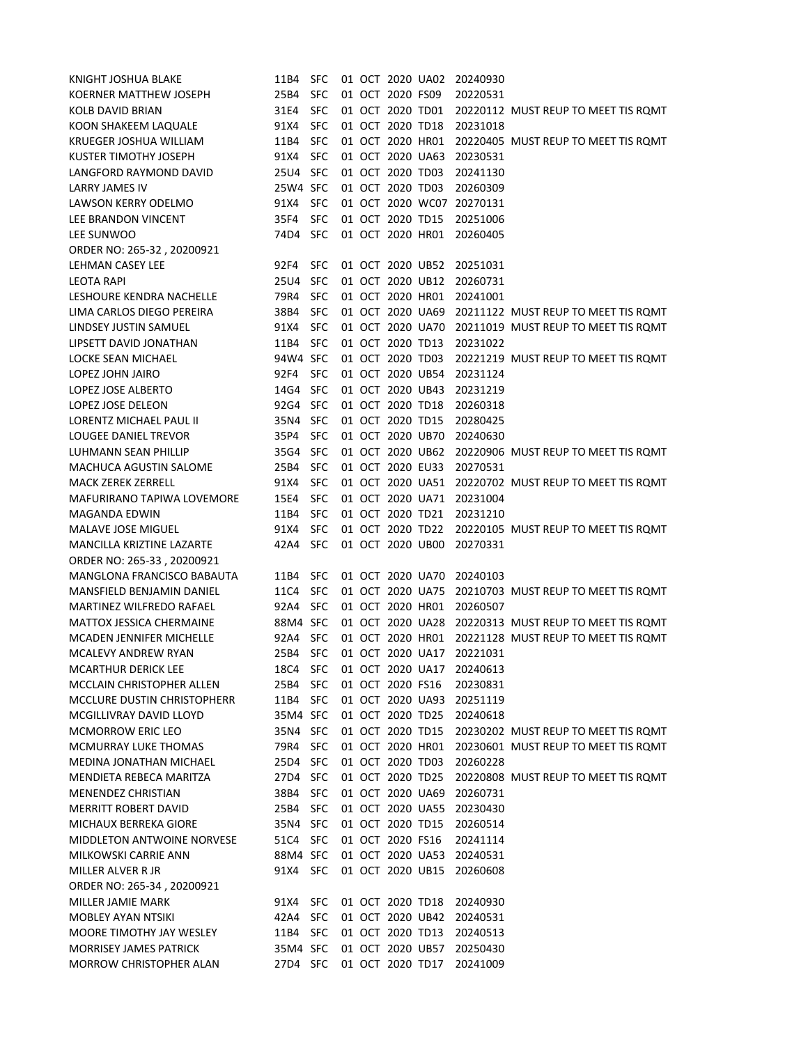KNIGHT JOSHUA BLAKE 11B4 SFC 01 OCT 2020 UA02 20240930
KOERNER MATTHEW JOSEPH 25B4 SFC 01 OCT 2020 FS09 20220531
KOLB DAVID BRIAN 31E4 SFC 01 OCT 2020 TD01 20220112 MUST REUP TO MEET TIS RQMT
KOON SHAKEEM LAQUALE 91X4 SFC 01 OCT 2020 TD18 20231018
KRUEGER JOSHUA WILLIAM 11B4 SFC 01 OCT 2020 HR01 20220405 MUST REUP TO MEET TIS RQMT
KUSTER TIMOTHY JOSEPH 91X4 SFC 01 OCT 2020 UA63 20230531
LANGFORD RAYMOND DAVID 25U4 SFC 01 OCT 2020 TD03 20241130
LARRY JAMES IV 25W4 SFC 01 OCT 2020 TD03 20260309
LAWSON KERRY ODELMO 91X4 SFC 01 OCT 2020 WC07 20270131
LEE BRANDON VINCENT 35F4 SFC 01 OCT 2020 TD15 20251006
LEE SUNWOO 74D4 SFC 01 OCT 2020 HR01 20260405

ORDER NO: 265-32 , 20200921

LEHMAN CASEY LEE 92F4 SFC 01 OCT 2020 UB52 20251031
LEOTA RAPI 25U4 SFC 01 OCT 2020 UB12 20260731
LESHOURE KENDRA NACHELLE 79R4 SFC 01 OCT 2020 HR01 20241001
LIMA CARLOS DIEGO PEREIRA 38B4 SFC 01 OCT 2020 UA69 20211122 MUST REUP TO MEET TIS RQMT
LINDSEY JUSTIN SAMUEL 91X4 SFC 01 OCT 2020 UA70 20211019 MUST REUP TO MEET TIS RQMT
LIPSETT DAVID JONATHAN 11B4 SFC 01 OCT 2020 TD13 20231022
LOCKE SEAN MICHAEL 94W4 SFC 01 OCT 2020 TD03 20221219 MUST REUP TO MEET TIS RQMT
LOPEZ JOHN JAIRO 92F4 SFC 01 OCT 2020 UB54 20231124
LOPEZ JOSE ALBERTO 14G4 SFC 01 OCT 2020 UB43 20231219
LOPEZ JOSE DELEON 92G4 SFC 01 OCT 2020 TD18 20260318
LORENTZ MICHAEL PAUL II 35N4 SFC 01 OCT 2020 TD15 20280425
LOUGEE DANIEL TREVOR 35P4 SFC 01 OCT 2020 UB70 20240630
LUHMANN SEAN PHILLIP 35G4 SFC 01 OCT 2020 UB62 20220906 MUST REUP TO MEET TIS RQMT
MACHUCA AGUSTIN SALOME 25B4 SFC 01 OCT 2020 EU33 20270531
MACK ZEREK ZERRELL 91X4 SFC 01 OCT 2020 UA51 20220702 MUST REUP TO MEET TIS RQMT
MAFURIRANO TAPIWA LOVEMORE 15E4 SFC 01 OCT 2020 UA71 20231004
MAGANDA EDWIN 11B4 SFC 01 OCT 2020 TD21 20231210
MALAVE JOSE MIGUEL 91X4 SFC 01 OCT 2020 TD22 20220105 MUST REUP TO MEET TIS RQMT
MANCILLA KRIZTINE LAZARTE 42A4 SFC 01 OCT 2020 UB00 20270331

ORDER NO: 265-33 , 20200921

MANGLONA FRANCISCO BABAUTA 11B4 SFC 01 OCT 2020 UA70 20240103
MANSFIELD BENJAMIN DANIEL 11C4 SFC 01 OCT 2020 UA75 20210703 MUST REUP TO MEET TIS RQMT
MARTINEZ WILFREDO RAFAEL 92A4 SFC 01 OCT 2020 HR01 20260507
MATTOX JESSICA CHERMAINE 88M4 SFC 01 OCT 2020 UA28 20220313 MUST REUP TO MEET TIS RQMT
MCADEN JENNIFER MICHELLE 92A4 SFC 01 OCT 2020 HR01 20221128 MUST REUP TO MEET TIS RQMT
MCALEVY ANDREW RYAN 25B4 SFC 01 OCT 2020 UA17 20221031
MCARTHUR DERICK LEE 18C4 SFC 01 OCT 2020 UA17 20240613
MCCLAIN CHRISTOPHER ALLEN 25B4 SFC 01 OCT 2020 FS16 20230831
MCCLURE DUSTIN CHRISTOPHERR 11B4 SFC 01 OCT 2020 UA93 20251119
MCGILLIVRAY DAVID LLOYD 35M4 SFC 01 OCT 2020 TD25 20240618
MCMORROW ERIC LEO 35N4 SFC 01 OCT 2020 TD15 20230202 MUST REUP TO MEET TIS RQMT
MCMURRAY LUKE THOMAS 79R4 SFC 01 OCT 2020 HR01 20230601 MUST REUP TO MEET TIS RQMT
MEDINA JONATHAN MICHAEL 25D4 SFC 01 OCT 2020 TD03 20260228
MENDIETA REBECA MARITZA 27D4 SFC 01 OCT 2020 TD25 20220808 MUST REUP TO MEET TIS RQMT
MENENDEZ CHRISTIAN 38B4 SFC 01 OCT 2020 UA69 20260731
MERRITT ROBERT DAVID 25B4 SFC 01 OCT 2020 UA55 20230430
MICHAUX BERREKA GIORE 35N4 SFC 01 OCT 2020 TD15 20260514
MIDDLETON ANTWOINE NORVESE 51C4 SFC 01 OCT 2020 FS16 20241114
MILKOWSKI CARRIE ANN 88M4 SFC 01 OCT 2020 UA53 20240531
MILLER ALVER R JR 91X4 SFC 01 OCT 2020 UB15 20260608

ORDER NO: 265-34 , 20200921

MILLER JAMIE MARK 91X4 SFC 01 OCT 2020 TD18 20240930
MOBLEY AYAN NTSIKI 42A4 SFC 01 OCT 2020 UB42 20240531
MOORE TIMOTHY JAY WESLEY 11B4 SFC 01 OCT 2020 TD13 20240513
MORRISEY JAMES PATRICK 35M4 SFC 01 OCT 2020 UB57 20250430
MORROW CHRISTOPHER ALAN 27D4 SFC 01 OCT 2020 TD17 20241009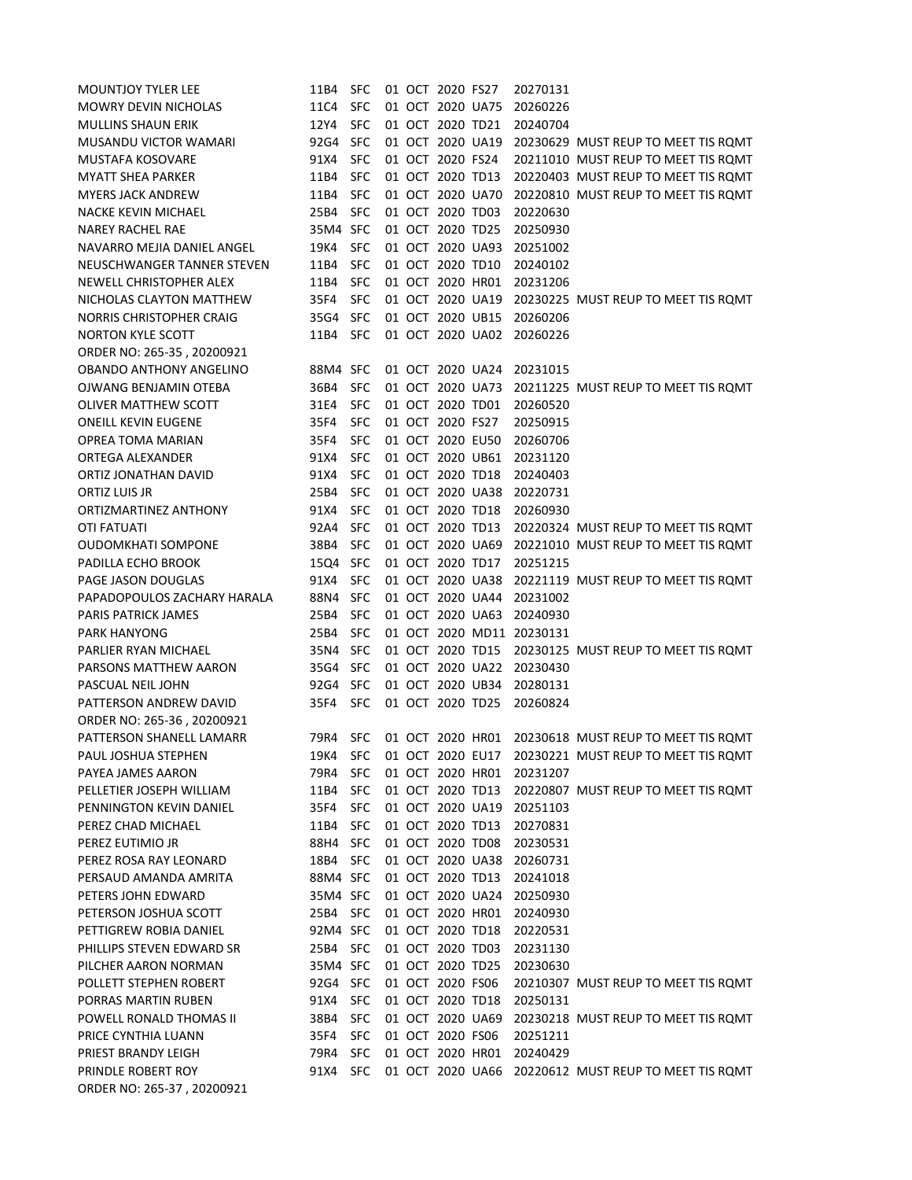| | | | | | | | | |
|---|---|---|---|---|---|---|---|---|
| MOUNTJOY TYLER LEE | 11B4 | SFC | 01 | OCT | 2020 | FS27 | 20270131 | |
| MOWRY DEVIN NICHOLAS | 11C4 | SFC | 01 | OCT | 2020 | UA75 | 20260226 | |
| MULLINS SHAUN ERIK | 12Y4 | SFC | 01 | OCT | 2020 | TD21 | 20240704 | |
| MUSANDU VICTOR WAMARI | 92G4 | SFC | 01 | OCT | 2020 | UA19 | 20230629 | MUST REUP TO MEET TIS RQMT |
| MUSTAFA KOSOVARE | 91X4 | SFC | 01 | OCT | 2020 | FS24 | 20211010 | MUST REUP TO MEET TIS RQMT |
| MYATT SHEA PARKER | 11B4 | SFC | 01 | OCT | 2020 | TD13 | 20220403 | MUST REUP TO MEET TIS RQMT |
| MYERS JACK ANDREW | 11B4 | SFC | 01 | OCT | 2020 | UA70 | 20220810 | MUST REUP TO MEET TIS RQMT |
| NACKE KEVIN MICHAEL | 25B4 | SFC | 01 | OCT | 2020 | TD03 | 20220630 | |
| NAREY RACHEL RAE | 35M4 | SFC | 01 | OCT | 2020 | TD25 | 20250930 | |
| NAVARRO MEJIA DANIEL ANGEL | 19K4 | SFC | 01 | OCT | 2020 | UA93 | 20251002 | |
| NEUSCHWANGER TANNER STEVEN | 11B4 | SFC | 01 | OCT | 2020 | TD10 | 20240102 | |
| NEWELL CHRISTOPHER ALEX | 11B4 | SFC | 01 | OCT | 2020 | HR01 | 20231206 | |
| NICHOLAS CLAYTON MATTHEW | 35F4 | SFC | 01 | OCT | 2020 | UA19 | 20230225 | MUST REUP TO MEET TIS RQMT |
| NORRIS CHRISTOPHER CRAIG | 35G4 | SFC | 01 | OCT | 2020 | UB15 | 20260206 | |
| NORTON KYLE SCOTT | 11B4 | SFC | 01 | OCT | 2020 | UA02 | 20260226 | |
| ORDER NO: 265-35 , 20200921 | | | | | | | | |
| OBANDO ANTHONY ANGELINO | 88M4 | SFC | 01 | OCT | 2020 | UA24 | 20231015 | |
| OJWANG BENJAMIN OTEBA | 36B4 | SFC | 01 | OCT | 2020 | UA73 | 20211225 | MUST REUP TO MEET TIS RQMT |
| OLIVER MATTHEW SCOTT | 31E4 | SFC | 01 | OCT | 2020 | TD01 | 20260520 | |
| ONEILL KEVIN EUGENE | 35F4 | SFC | 01 | OCT | 2020 | FS27 | 20250915 | |
| OPREA TOMA MARIAN | 35F4 | SFC | 01 | OCT | 2020 | EU50 | 20260706 | |
| ORTEGA ALEXANDER | 91X4 | SFC | 01 | OCT | 2020 | UB61 | 20231120 | |
| ORTIZ JONATHAN DAVID | 91X4 | SFC | 01 | OCT | 2020 | TD18 | 20240403 | |
| ORTIZ LUIS JR | 25B4 | SFC | 01 | OCT | 2020 | UA38 | 20220731 | |
| ORTIZMARTINEZ ANTHONY | 91X4 | SFC | 01 | OCT | 2020 | TD18 | 20260930 | |
| OTI FATUATI | 92A4 | SFC | 01 | OCT | 2020 | TD13 | 20220324 | MUST REUP TO MEET TIS RQMT |
| OUDOMKHATI SOMPONE | 38B4 | SFC | 01 | OCT | 2020 | UA69 | 20221010 | MUST REUP TO MEET TIS RQMT |
| PADILLA ECHO BROOK | 15Q4 | SFC | 01 | OCT | 2020 | TD17 | 20251215 | |
| PAGE JASON DOUGLAS | 91X4 | SFC | 01 | OCT | 2020 | UA38 | 20221119 | MUST REUP TO MEET TIS RQMT |
| PAPADOPOULOS ZACHARY HARALA | 88N4 | SFC | 01 | OCT | 2020 | UA44 | 20231002 | |
| PARIS PATRICK JAMES | 25B4 | SFC | 01 | OCT | 2020 | UA63 | 20240930 | |
| PARK HANYONG | 25B4 | SFC | 01 | OCT | 2020 | MD11 | 20230131 | |
| PARLIER RYAN MICHAEL | 35N4 | SFC | 01 | OCT | 2020 | TD15 | 20230125 | MUST REUP TO MEET TIS RQMT |
| PARSONS MATTHEW AARON | 35G4 | SFC | 01 | OCT | 2020 | UA22 | 20230430 | |
| PASCUAL NEIL JOHN | 92G4 | SFC | 01 | OCT | 2020 | UB34 | 20280131 | |
| PATTERSON ANDREW DAVID | 35F4 | SFC | 01 | OCT | 2020 | TD25 | 20260824 | |
| ORDER NO: 265-36 , 20200921 | | | | | | | | |
| PATTERSON SHANELL LAMARR | 79R4 | SFC | 01 | OCT | 2020 | HR01 | 20230618 | MUST REUP TO MEET TIS RQMT |
| PAUL JOSHUA STEPHEN | 19K4 | SFC | 01 | OCT | 2020 | EU17 | 20230221 | MUST REUP TO MEET TIS RQMT |
| PAYEA JAMES AARON | 79R4 | SFC | 01 | OCT | 2020 | HR01 | 20231207 | |
| PELLETIER JOSEPH WILLIAM | 11B4 | SFC | 01 | OCT | 2020 | TD13 | 20220807 | MUST REUP TO MEET TIS RQMT |
| PENNINGTON KEVIN DANIEL | 35F4 | SFC | 01 | OCT | 2020 | UA19 | 20251103 | |
| PEREZ CHAD MICHAEL | 11B4 | SFC | 01 | OCT | 2020 | TD13 | 20270831 | |
| PEREZ EUTIMIO JR | 88H4 | SFC | 01 | OCT | 2020 | TD08 | 20230531 | |
| PEREZ ROSA RAY LEONARD | 18B4 | SFC | 01 | OCT | 2020 | UA38 | 20260731 | |
| PERSAUD AMANDA AMRITA | 88M4 | SFC | 01 | OCT | 2020 | TD13 | 20241018 | |
| PETERS JOHN EDWARD | 35M4 | SFC | 01 | OCT | 2020 | UA24 | 20250930 | |
| PETERSON JOSHUA SCOTT | 25B4 | SFC | 01 | OCT | 2020 | HR01 | 20240930 | |
| PETTIGREW ROBIA DANIEL | 92M4 | SFC | 01 | OCT | 2020 | TD18 | 20220531 | |
| PHILLIPS STEVEN EDWARD SR | 25B4 | SFC | 01 | OCT | 2020 | TD03 | 20231130 | |
| PILCHER AARON NORMAN | 35M4 | SFC | 01 | OCT | 2020 | TD25 | 20230630 | |
| POLLETT STEPHEN ROBERT | 92G4 | SFC | 01 | OCT | 2020 | FS06 | 20210307 | MUST REUP TO MEET TIS RQMT |
| PORRAS MARTIN RUBEN | 91X4 | SFC | 01 | OCT | 2020 | TD18 | 20250131 | |
| POWELL RONALD THOMAS II | 38B4 | SFC | 01 | OCT | 2020 | UA69 | 20230218 | MUST REUP TO MEET TIS RQMT |
| PRICE CYNTHIA LUANN | 35F4 | SFC | 01 | OCT | 2020 | FS06 | 20251211 | |
| PRIEST BRANDY LEIGH | 79R4 | SFC | 01 | OCT | 2020 | HR01 | 20240429 | |
| PRINDLE ROBERT ROY | 91X4 | SFC | 01 | OCT | 2020 | UA66 | 20220612 | MUST REUP TO MEET TIS RQMT |
| ORDER NO: 265-37 , 20200921 | | | | | | | | |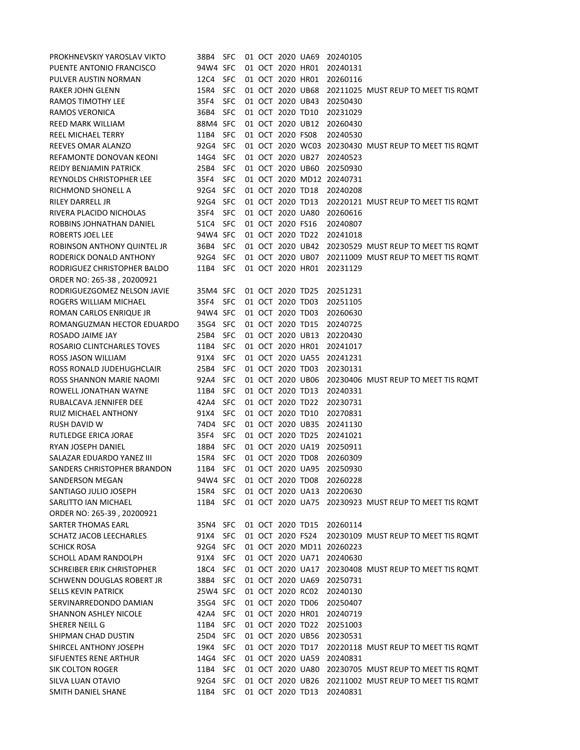| | | | | | | | |
|---|---|---|---|---|---|---|---|
| PROKHNEVSKIY YAROSLAV VIKTO | 38B4 | SFC | 01 OCT 2020 | UA69 | 20240105 | |
| PUENTE ANTONIO FRANCISCO | 94W4 | SFC | 01 OCT 2020 | HR01 | 20240131 | |
| PULVER AUSTIN NORMAN | 12C4 | SFC | 01 OCT 2020 | HR01 | 20260116 | |
| RAKER JOHN GLENN | 15R4 | SFC | 01 OCT 2020 | UB68 | 20211025 | MUST REUP TO MEET TIS RQMT |
| RAMOS TIMOTHY LEE | 35F4 | SFC | 01 OCT 2020 | UB43 | 20250430 | |
| RAMOS VERONICA | 36B4 | SFC | 01 OCT 2020 | TD10 | 20231029 | |
| REED MARK WILLIAM | 88M4 | SFC | 01 OCT 2020 | UB12 | 20260430 | |
| REEL MICHAEL TERRY | 11B4 | SFC | 01 OCT 2020 | FS08 | 20240530 | |
| REEVES OMAR ALANZO | 92G4 | SFC | 01 OCT 2020 | WC03 | 20230430 | MUST REUP TO MEET TIS RQMT |
| REFAMONTE DONOVAN KEONI | 14G4 | SFC | 01 OCT 2020 | UB27 | 20240523 | |
| REIDY BENJAMIN PATRICK | 25B4 | SFC | 01 OCT 2020 | UB60 | 20250930 | |
| REYNOLDS CHRISTOPHER LEE | 35F4 | SFC | 01 OCT 2020 | MD12 | 20240731 | |
| RICHMOND SHONELL A | 92G4 | SFC | 01 OCT 2020 | TD18 | 20240208 | |
| RILEY DARRELL JR | 92G4 | SFC | 01 OCT 2020 | TD13 | 20220121 | MUST REUP TO MEET TIS RQMT |
| RIVERA PLACIDO NICHOLAS | 35F4 | SFC | 01 OCT 2020 | UA80 | 20260616 | |
| ROBBINS JOHNATHAN DANIEL | 51C4 | SFC | 01 OCT 2020 | FS16 | 20240807 | |
| ROBERTS JOEL LEE | 94W4 | SFC | 01 OCT 2020 | TD22 | 20241018 | |
| ROBINSON ANTHONY QUINTEL JR | 36B4 | SFC | 01 OCT 2020 | UB42 | 20230529 | MUST REUP TO MEET TIS RQMT |
| RODERICK DONALD ANTHONY | 92G4 | SFC | 01 OCT 2020 | UB07 | 20211009 | MUST REUP TO MEET TIS RQMT |
| RODRIGUEZ CHRISTOPHER BALDO | 11B4 | SFC | 01 OCT 2020 | HR01 | 20231129 | |
| ORDER NO: 265-38 , 20200921 | | | | | | |
| RODRIGUEZGOMEZ NELSON JAVIE | 35M4 | SFC | 01 OCT 2020 | TD25 | 20251231 | |
| ROGERS WILLIAM MICHAEL | 35F4 | SFC | 01 OCT 2020 | TD03 | 20251105 | |
| ROMAN CARLOS ENRIQUE JR | 94W4 | SFC | 01 OCT 2020 | TD03 | 20260630 | |
| ROMANGUZMAN HECTOR EDUARDO | 35G4 | SFC | 01 OCT 2020 | TD15 | 20240725 | |
| ROSADO JAIME JAY | 25B4 | SFC | 01 OCT 2020 | UB13 | 20220430 | |
| ROSARIO CLINTCHARLES TOVES | 11B4 | SFC | 01 OCT 2020 | HR01 | 20241017 | |
| ROSS JASON WILLIAM | 91X4 | SFC | 01 OCT 2020 | UA55 | 20241231 | |
| ROSS RONALD JUDEHUGHCLAIR | 25B4 | SFC | 01 OCT 2020 | TD03 | 20230131 | |
| ROSS SHANNON MARIE NAOMI | 92A4 | SFC | 01 OCT 2020 | UB06 | 20230406 | MUST REUP TO MEET TIS RQMT |
| ROWELL JONATHAN WAYNE | 11B4 | SFC | 01 OCT 2020 | TD13 | 20240331 | |
| RUBALCAVA JENNIFER DEE | 42A4 | SFC | 01 OCT 2020 | TD22 | 20230731 | |
| RUIZ MICHAEL ANTHONY | 91X4 | SFC | 01 OCT 2020 | TD10 | 20270831 | |
| RUSH DAVID W | 74D4 | SFC | 01 OCT 2020 | UB35 | 20241130 | |
| RUTLEDGE ERICA JORAE | 35F4 | SFC | 01 OCT 2020 | TD25 | 20241021 | |
| RYAN JOSEPH DANIEL | 18B4 | SFC | 01 OCT 2020 | UA19 | 20250911 | |
| SALAZAR EDUARDO YANEZ III | 15R4 | SFC | 01 OCT 2020 | TD08 | 20260309 | |
| SANDERS CHRISTOPHER BRANDON | 11B4 | SFC | 01 OCT 2020 | UA95 | 20250930 | |
| SANDERSON MEGAN | 94W4 | SFC | 01 OCT 2020 | TD08 | 20260228 | |
| SANTIAGO JULIO JOSEPH | 15R4 | SFC | 01 OCT 2020 | UA13 | 20220630 | |
| SARLITTO IAN MICHAEL | 11B4 | SFC | 01 OCT 2020 | UA75 | 20230923 | MUST REUP TO MEET TIS RQMT |
| ORDER NO: 265-39 , 20200921 | | | | | | |
| SARTER THOMAS EARL | 35N4 | SFC | 01 OCT 2020 | TD15 | 20260114 | |
| SCHATZ JACOB LEECHARLES | 91X4 | SFC | 01 OCT 2020 | FS24 | 20230109 | MUST REUP TO MEET TIS RQMT |
| SCHICK ROSA | 92G4 | SFC | 01 OCT 2020 | MD11 | 20260223 | |
| SCHOLL ADAM RANDOLPH | 91X4 | SFC | 01 OCT 2020 | UA71 | 20240630 | |
| SCHREIBER ERIK CHRISTOPHER | 18C4 | SFC | 01 OCT 2020 | UA17 | 20230408 | MUST REUP TO MEET TIS RQMT |
| SCHWENN DOUGLAS ROBERT JR | 38B4 | SFC | 01 OCT 2020 | UA69 | 20250731 | |
| SELLS KEVIN PATRICK | 25W4 | SFC | 01 OCT 2020 | RC02 | 20240130 | |
| SERVINARREDONDO DAMIAN | 35G4 | SFC | 01 OCT 2020 | TD06 | 20250407 | |
| SHANNON ASHLEY NICOLE | 42A4 | SFC | 01 OCT 2020 | HR01 | 20240719 | |
| SHERER NEILL G | 11B4 | SFC | 01 OCT 2020 | TD22 | 20251003 | |
| SHIPMAN CHAD DUSTIN | 25D4 | SFC | 01 OCT 2020 | UB56 | 20230531 | |
| SHIRCEL ANTHONY JOSEPH | 19K4 | SFC | 01 OCT 2020 | TD17 | 20220118 | MUST REUP TO MEET TIS RQMT |
| SIFUENTES RENE ARTHUR | 14G4 | SFC | 01 OCT 2020 | UA59 | 20240831 | |
| SIK COLTON ROGER | 11B4 | SFC | 01 OCT 2020 | UA80 | 20230705 | MUST REUP TO MEET TIS RQMT |
| SILVA LUAN OTAVIO | 92G4 | SFC | 01 OCT 2020 | UB26 | 20211002 | MUST REUP TO MEET TIS RQMT |
| SMITH DANIEL SHANE | 11B4 | SFC | 01 OCT 2020 | TD13 | 20240831 | |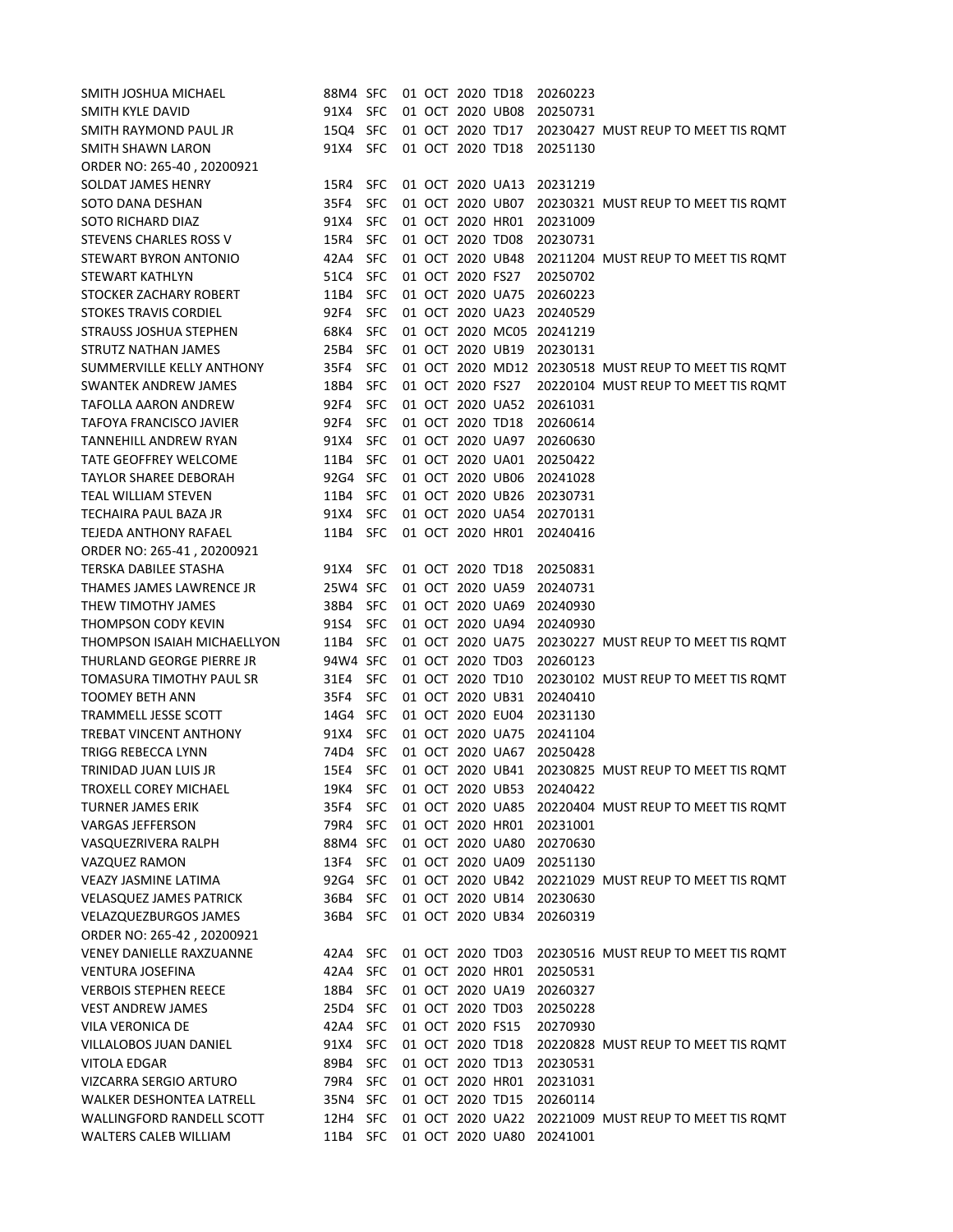| | | | | | | | | |
|---|---|---|---|---|---|---|---|---|
| SMITH JOSHUA MICHAEL | 88M4 | SFC | 01 | OCT | 2020 | TD18 | 20260223 | |
| SMITH KYLE DAVID | 91X4 | SFC | 01 | OCT | 2020 | UB08 | 20250731 | |
| SMITH RAYMOND PAUL JR | 15Q4 | SFC | 01 | OCT | 2020 | TD17 | 20230427 | MUST REUP TO MEET TIS RQMT |
| SMITH SHAWN LARON | 91X4 | SFC | 01 | OCT | 2020 | TD18 | 20251130 | |
| ORDER NO: 265-40 , 20200921 | | | | | | | | |
| SOLDAT JAMES HENRY | 15R4 | SFC | 01 | OCT | 2020 | UA13 | 20231219 | |
| SOTO DANA DESHAN | 35F4 | SFC | 01 | OCT | 2020 | UB07 | 20230321 | MUST REUP TO MEET TIS RQMT |
| SOTO RICHARD DIAZ | 91X4 | SFC | 01 | OCT | 2020 | HR01 | 20231009 | |
| STEVENS CHARLES ROSS V | 15R4 | SFC | 01 | OCT | 2020 | TD08 | 20230731 | |
| STEWART BYRON ANTONIO | 42A4 | SFC | 01 | OCT | 2020 | UB48 | 20211204 | MUST REUP TO MEET TIS RQMT |
| STEWART KATHLYN | 51C4 | SFC | 01 | OCT | 2020 | FS27 | 20250702 | |
| STOCKER ZACHARY ROBERT | 11B4 | SFC | 01 | OCT | 2020 | UA75 | 20260223 | |
| STOKES TRAVIS CORDIEL | 92F4 | SFC | 01 | OCT | 2020 | UA23 | 20240529 | |
| STRAUSS JOSHUA STEPHEN | 68K4 | SFC | 01 | OCT | 2020 | MC05 | 20241219 | |
| STRUTZ NATHAN JAMES | 25B4 | SFC | 01 | OCT | 2020 | UB19 | 20230131 | |
| SUMMERVILLE KELLY ANTHONY | 35F4 | SFC | 01 | OCT | 2020 | MD12 | 20230518 | MUST REUP TO MEET TIS RQMT |
| SWANTEK ANDREW JAMES | 18B4 | SFC | 01 | OCT | 2020 | FS27 | 20220104 | MUST REUP TO MEET TIS RQMT |
| TAFOLLA AARON ANDREW | 92F4 | SFC | 01 | OCT | 2020 | UA52 | 20261031 | |
| TAFOYA FRANCISCO JAVIER | 92F4 | SFC | 01 | OCT | 2020 | TD18 | 20260614 | |
| TANNEHILL ANDREW RYAN | 91X4 | SFC | 01 | OCT | 2020 | UA97 | 20260630 | |
| TATE GEOFFREY WELCOME | 11B4 | SFC | 01 | OCT | 2020 | UA01 | 20250422 | |
| TAYLOR SHAREE DEBORAH | 92G4 | SFC | 01 | OCT | 2020 | UB06 | 20241028 | |
| TEAL WILLIAM STEVEN | 11B4 | SFC | 01 | OCT | 2020 | UB26 | 20230731 | |
| TECHAIRA PAUL BAZA JR | 91X4 | SFC | 01 | OCT | 2020 | UA54 | 20270131 | |
| TEJEDA ANTHONY RAFAEL | 11B4 | SFC | 01 | OCT | 2020 | HR01 | 20240416 | |
| ORDER NO: 265-41 , 20200921 | | | | | | | | |
| TERSKA DABILEE STASHA | 91X4 | SFC | 01 | OCT | 2020 | TD18 | 20250831 | |
| THAMES JAMES LAWRENCE JR | 25W4 | SFC | 01 | OCT | 2020 | UA59 | 20240731 | |
| THEW TIMOTHY JAMES | 38B4 | SFC | 01 | OCT | 2020 | UA69 | 20240930 | |
| THOMPSON CODY KEVIN | 91S4 | SFC | 01 | OCT | 2020 | UA94 | 20240930 | |
| THOMPSON ISAIAH MICHAELLYON | 11B4 | SFC | 01 | OCT | 2020 | UA75 | 20230227 | MUST REUP TO MEET TIS RQMT |
| THURLAND GEORGE PIERRE JR | 94W4 | SFC | 01 | OCT | 2020 | TD03 | 20260123 | |
| TOMASURA TIMOTHY PAUL SR | 31E4 | SFC | 01 | OCT | 2020 | TD10 | 20230102 | MUST REUP TO MEET TIS RQMT |
| TOOMEY BETH ANN | 35F4 | SFC | 01 | OCT | 2020 | UB31 | 20240410 | |
| TRAMMELL JESSE SCOTT | 14G4 | SFC | 01 | OCT | 2020 | EU04 | 20231130 | |
| TREBAT VINCENT ANTHONY | 91X4 | SFC | 01 | OCT | 2020 | UA75 | 20241104 | |
| TRIGG REBECCA LYNN | 74D4 | SFC | 01 | OCT | 2020 | UA67 | 20250428 | |
| TRINIDAD JUAN LUIS JR | 15E4 | SFC | 01 | OCT | 2020 | UB41 | 20230825 | MUST REUP TO MEET TIS RQMT |
| TROXELL COREY MICHAEL | 19K4 | SFC | 01 | OCT | 2020 | UB53 | 20240422 | |
| TURNER JAMES ERIK | 35F4 | SFC | 01 | OCT | 2020 | UA85 | 20220404 | MUST REUP TO MEET TIS RQMT |
| VARGAS JEFFERSON | 79R4 | SFC | 01 | OCT | 2020 | HR01 | 20231001 | |
| VASQUEZRIVERA RALPH | 88M4 | SFC | 01 | OCT | 2020 | UA80 | 20270630 | |
| VAZQUEZ RAMON | 13F4 | SFC | 01 | OCT | 2020 | UA09 | 20251130 | |
| VEAZY JASMINE LATIMA | 92G4 | SFC | 01 | OCT | 2020 | UB42 | 20221029 | MUST REUP TO MEET TIS RQMT |
| VELASQUEZ JAMES PATRICK | 36B4 | SFC | 01 | OCT | 2020 | UB14 | 20230630 | |
| VELAZQUEZBURGOS JAMES | 36B4 | SFC | 01 | OCT | 2020 | UB34 | 20260319 | |
| ORDER NO: 265-42 , 20200921 | | | | | | | | |
| VENEY DANIELLE RAXZUANNE | 42A4 | SFC | 01 | OCT | 2020 | TD03 | 20230516 | MUST REUP TO MEET TIS RQMT |
| VENTURA JOSEFINA | 42A4 | SFC | 01 | OCT | 2020 | HR01 | 20250531 | |
| VERBOIS STEPHEN REECE | 18B4 | SFC | 01 | OCT | 2020 | UA19 | 20260327 | |
| VEST ANDREW JAMES | 25D4 | SFC | 01 | OCT | 2020 | TD03 | 20250228 | |
| VILA VERONICA DE | 42A4 | SFC | 01 | OCT | 2020 | FS15 | 20270930 | |
| VILLALOBOS JUAN DANIEL | 91X4 | SFC | 01 | OCT | 2020 | TD18 | 20220828 | MUST REUP TO MEET TIS RQMT |
| VITOLA EDGAR | 89B4 | SFC | 01 | OCT | 2020 | TD13 | 20230531 | |
| VIZCARRA SERGIO ARTURO | 79R4 | SFC | 01 | OCT | 2020 | HR01 | 20231031 | |
| WALKER DESHONTEA LATRELL | 35N4 | SFC | 01 | OCT | 2020 | TD15 | 20260114 | |
| WALLINGFORD RANDELL SCOTT | 12H4 | SFC | 01 | OCT | 2020 | UA22 | 20221009 | MUST REUP TO MEET TIS RQMT |
| WALTERS CALEB WILLIAM | 11B4 | SFC | 01 | OCT | 2020 | UA80 | 20241001 | |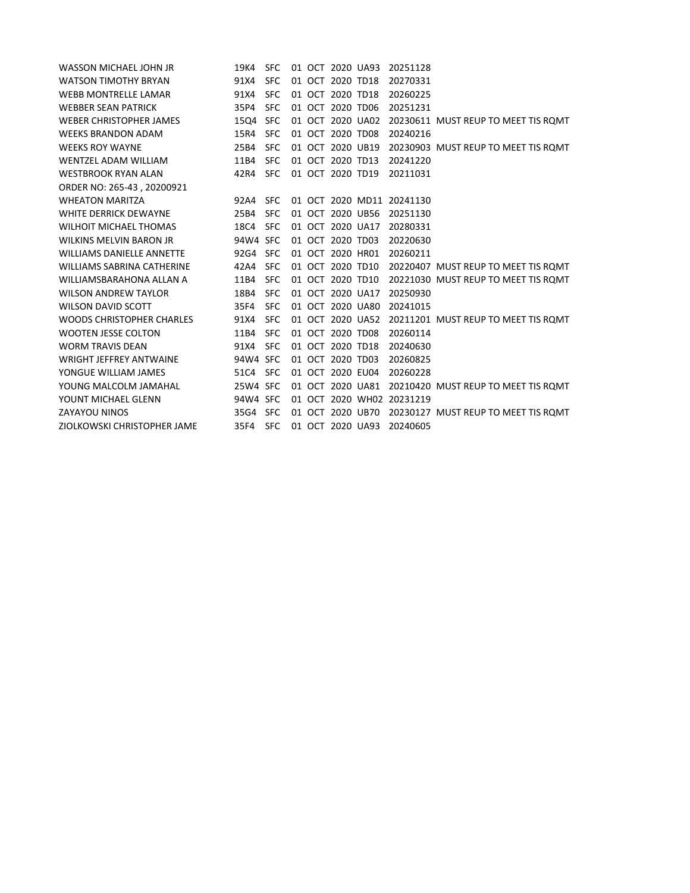| | | | | | | | | |
|---|---|---|---|---|---|---|---|---|
| WASSON MICHAEL JOHN JR | 19K4 | SFC | 01 | OCT | 2020 | UA93 | 20251128 | |
| WATSON TIMOTHY BRYAN | 91X4 | SFC | 01 | OCT | 2020 | TD18 | 20270331 | |
| WEBB MONTRELLE LAMAR | 91X4 | SFC | 01 | OCT | 2020 | TD18 | 20260225 | |
| WEBBER SEAN PATRICK | 35P4 | SFC | 01 | OCT | 2020 | TD06 | 20251231 | |
| WEBER CHRISTOPHER JAMES | 15Q4 | SFC | 01 | OCT | 2020 | UA02 | 20230611 | MUST REUP TO MEET TIS RQMT |
| WEEKS BRANDON ADAM | 15R4 | SFC | 01 | OCT | 2020 | TD08 | 20240216 | |
| WEEKS ROY WAYNE | 25B4 | SFC | 01 | OCT | 2020 | UB19 | 20230903 | MUST REUP TO MEET TIS RQMT |
| WENTZEL ADAM WILLIAM | 11B4 | SFC | 01 | OCT | 2020 | TD13 | 20241220 | |
| WESTBROOK RYAN ALAN | 42R4 | SFC | 01 | OCT | 2020 | TD19 | 20211031 | |
| ORDER NO: 265-43 , 20200921 | | | | | | | | |
| WHEATON MARITZA | 92A4 | SFC | 01 | OCT | 2020 | MD11 | 20241130 | |
| WHITE DERRICK DEWAYNE | 25B4 | SFC | 01 | OCT | 2020 | UB56 | 20251130 | |
| WILHOIT MICHAEL THOMAS | 18C4 | SFC | 01 | OCT | 2020 | UA17 | 20280331 | |
| WILKINS MELVIN BARON JR | 94W4 | SFC | 01 | OCT | 2020 | TD03 | 20220630 | |
| WILLIAMS DANIELLE ANNETTE | 92G4 | SFC | 01 | OCT | 2020 | HR01 | 20260211 | |
| WILLIAMS SABRINA CATHERINE | 42A4 | SFC | 01 | OCT | 2020 | TD10 | 20220407 | MUST REUP TO MEET TIS RQMT |
| WILLIAMSBARAHONA ALLAN A | 11B4 | SFC | 01 | OCT | 2020 | TD10 | 20221030 | MUST REUP TO MEET TIS RQMT |
| WILSON ANDREW TAYLOR | 18B4 | SFC | 01 | OCT | 2020 | UA17 | 20250930 | |
| WILSON DAVID SCOTT | 35F4 | SFC | 01 | OCT | 2020 | UA80 | 20241015 | |
| WOODS CHRISTOPHER CHARLES | 91X4 | SFC | 01 | OCT | 2020 | UA52 | 20211201 | MUST REUP TO MEET TIS RQMT |
| WOOTEN JESSE COLTON | 11B4 | SFC | 01 | OCT | 2020 | TD08 | 20260114 | |
| WORM TRAVIS DEAN | 91X4 | SFC | 01 | OCT | 2020 | TD18 | 20240630 | |
| WRIGHT JEFFREY ANTWAINE | 94W4 | SFC | 01 | OCT | 2020 | TD03 | 20260825 | |
| YONGUE WILLIAM JAMES | 51C4 | SFC | 01 | OCT | 2020 | EU04 | 20260228 | |
| YOUNG MALCOLM JAMAHAL | 25W4 | SFC | 01 | OCT | 2020 | UA81 | 20210420 | MUST REUP TO MEET TIS RQMT |
| YOUNT MICHAEL GLENN | 94W4 | SFC | 01 | OCT | 2020 | WH02 | 20231219 | |
| ZAYAYOU NINOS | 35G4 | SFC | 01 | OCT | 2020 | UB70 | 20230127 | MUST REUP TO MEET TIS RQMT |
| ZIOLKOWSKI CHRISTOPHER JAME | 35F4 | SFC | 01 | OCT | 2020 | UA93 | 20240605 | |